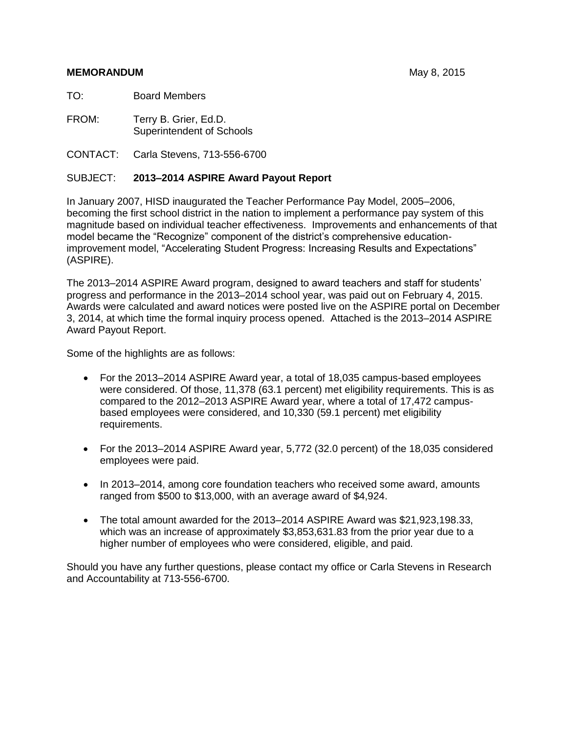**MEMORANDUM** May 8, 2015

TO: Board Members

FROM: Terry B. Grier, Ed.D.
Superintendent of Schools

CONTACT: Carla Stevens, 713-556-6700

SUBJECT: **2013–2014 ASPIRE Award Payout Report**

In January 2007, HISD inaugurated the Teacher Performance Pay Model, 2005–2006, becoming the first school district in the nation to implement a performance pay system of this magnitude based on individual teacher effectiveness. Improvements and enhancements of that model became the "Recognize" component of the district's comprehensive education-improvement model, "Accelerating Student Progress: Increasing Results and Expectations" (ASPIRE).

The 2013–2014 ASPIRE Award program, designed to award teachers and staff for students' progress and performance in the 2013–2014 school year, was paid out on February 4, 2015. Awards were calculated and award notices were posted live on the ASPIRE portal on December 3, 2014, at which time the formal inquiry process opened. Attached is the 2013–2014 ASPIRE Award Payout Report.

Some of the highlights are as follows:

- For the 2013–2014 ASPIRE Award year, a total of 18,035 campus-based employees were considered. Of those, 11,378 (63.1 percent) met eligibility requirements. This is as compared to the 2012–2013 ASPIRE Award year, where a total of 17,472 campus-based employees were considered, and 10,330 (59.1 percent) met eligibility requirements.

- For the 2013–2014 ASPIRE Award year, 5,772 (32.0 percent) of the 18,035 considered employees were paid.

- In 2013–2014, among core foundation teachers who received some award, amounts ranged from $500 to $13,000, with an average award of $4,924.

- The total amount awarded for the 2013–2014 ASPIRE Award was $21,923,198.33, which was an increase of approximately $3,853,631.83 from the prior year due to a higher number of employees who were considered, eligible, and paid.

Should you have any further questions, please contact my office or Carla Stevens in Research and Accountability at 713-556-6700.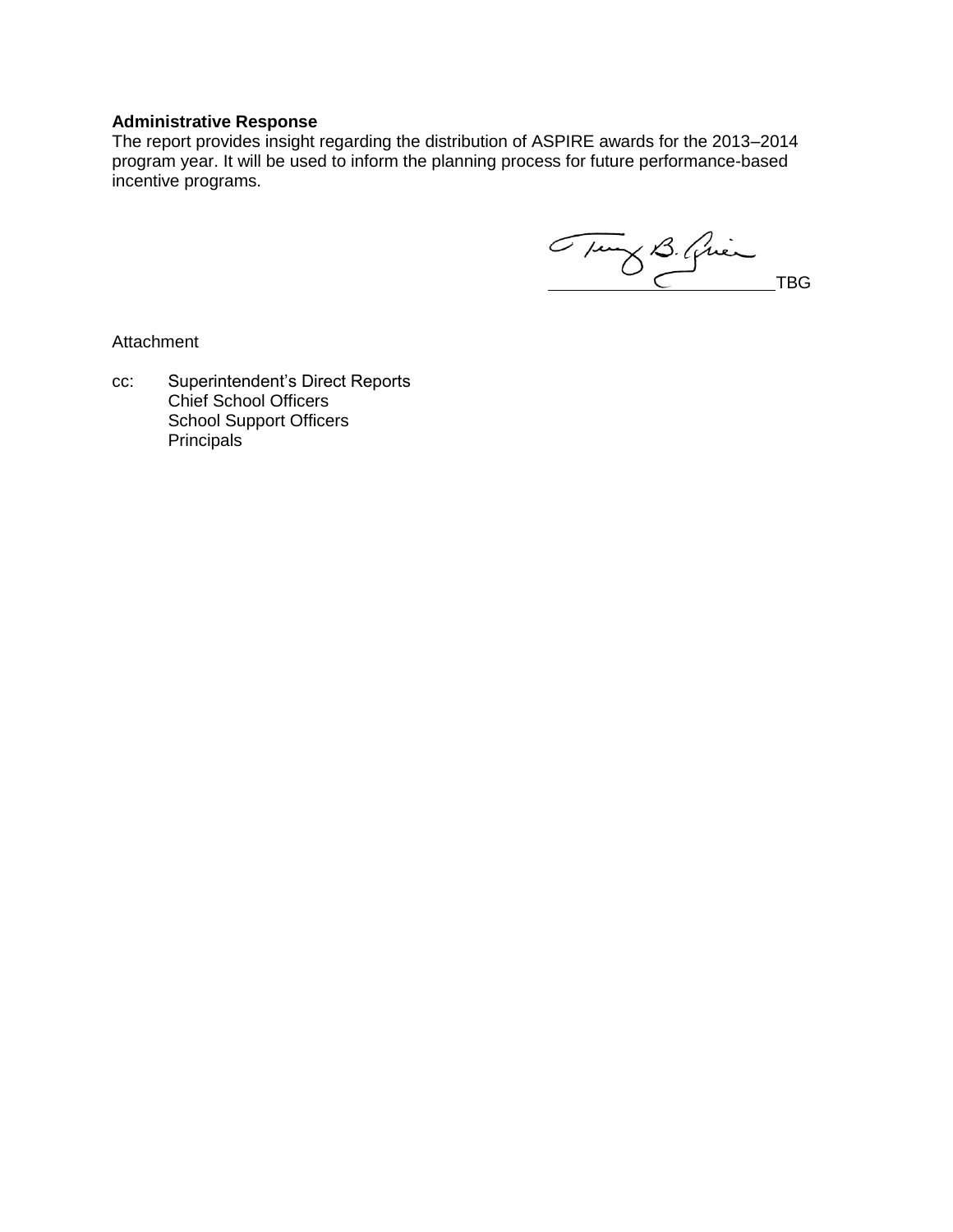**Administrative Response**

The report provides insight regarding the distribution of ASPIRE awards for the 2013–2014 program year. It will be used to inform the planning process for future performance-based incentive programs.

TBG

Attachment

cc: Superintendent's Direct Reports
Chief School Officers
School Support Officers
Principals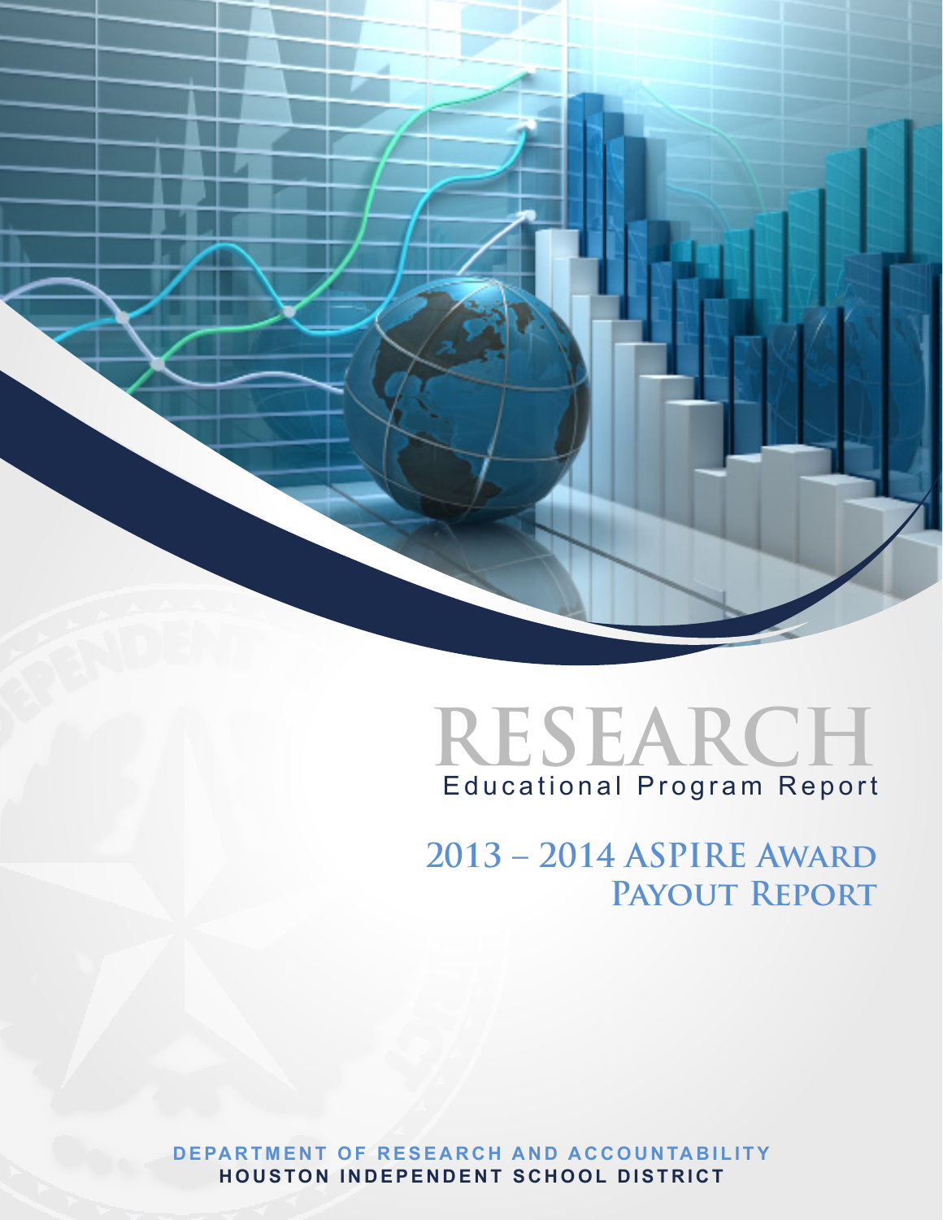# RESEARCH

Educational Program Report

## 2013 – 2014 ASPIRE Award Payout Report

**DEPARTMENT OF RESEARCH AND ACCOUNTABILITY**

**HOUSTON INDEPENDENT SCHOOL DISTRICT**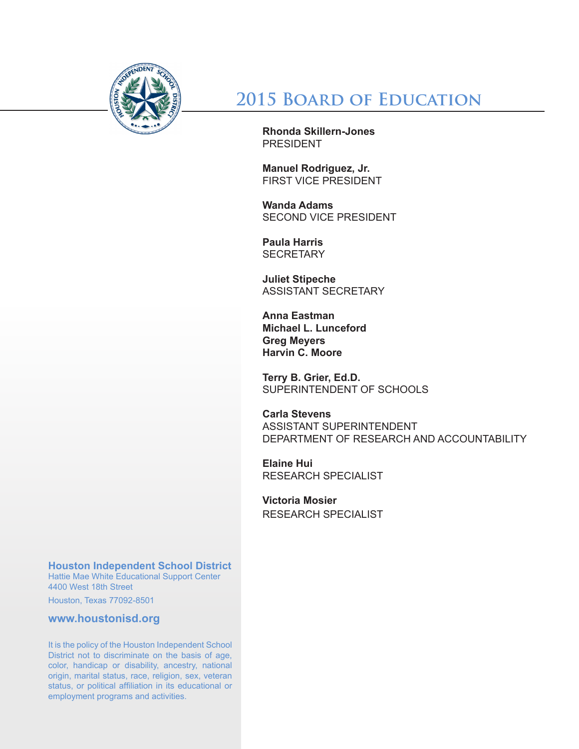# 2015 Board of Education

**Rhonda Skillern-Jones**
PRESIDENT

**Manuel Rodriguez, Jr.**
FIRST VICE PRESIDENT

**Wanda Adams**
SECOND VICE PRESIDENT

**Paula Harris**
SECRETARY

**Juliet Stipeche**
ASSISTANT SECRETARY

**Anna Eastman**
**Michael L. Lunceford**
**Greg Meyers**
**Harvin C. Moore**

**Terry B. Grier, Ed.D.**
SUPERINTENDENT OF SCHOOLS

**Carla Stevens**
ASSISTANT SUPERINTENDENT
DEPARTMENT OF RESEARCH AND ACCOUNTABILITY

**Elaine Hui**
RESEARCH SPECIALIST

**Victoria Mosier**
RESEARCH SPECIALIST

**Houston Independent School District**
Hattie Mae White Educational Support Center
4400 West 18th Street
Houston, Texas 77092-8501

**www.houstonisd.org**

It is the policy of the Houston Independent School District not to discriminate on the basis of age, color, handicap or disability, ancestry, national origin, marital status, race, religion, sex, veteran status, or political affiliation in its educational or employment programs and activities.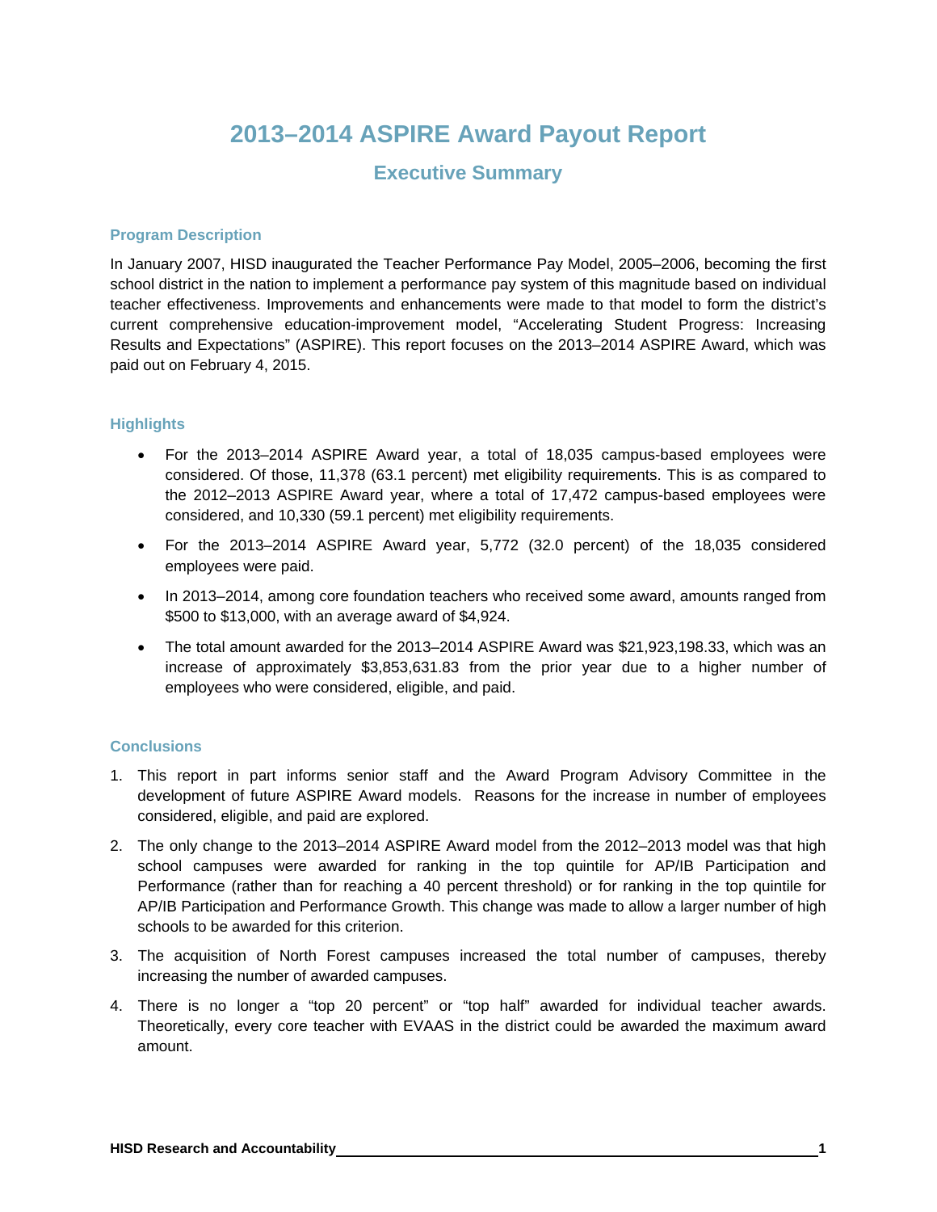# 2013–2014 ASPIRE Award Payout Report

## Executive Summary

### Program Description

In January 2007, HISD inaugurated the Teacher Performance Pay Model, 2005–2006, becoming the first school district in the nation to implement a performance pay system of this magnitude based on individual teacher effectiveness. Improvements and enhancements were made to that model to form the district's current comprehensive education-improvement model, "Accelerating Student Progress: Increasing Results and Expectations" (ASPIRE). This report focuses on the 2013–2014 ASPIRE Award, which was paid out on February 4, 2015.

### Highlights

- For the 2013–2014 ASPIRE Award year, a total of 18,035 campus-based employees were considered. Of those, 11,378 (63.1 percent) met eligibility requirements. This is as compared to the 2012–2013 ASPIRE Award year, where a total of 17,472 campus-based employees were considered, and 10,330 (59.1 percent) met eligibility requirements.
- For the 2013–2014 ASPIRE Award year, 5,772 (32.0 percent) of the 18,035 considered employees were paid.
- In 2013–2014, among core foundation teachers who received some award, amounts ranged from $500 to $13,000, with an average award of $4,924.
- The total amount awarded for the 2013–2014 ASPIRE Award was $21,923,198.33, which was an increase of approximately $3,853,631.83 from the prior year due to a higher number of employees who were considered, eligible, and paid.

### Conclusions

1. This report in part informs senior staff and the Award Program Advisory Committee in the development of future ASPIRE Award models. Reasons for the increase in number of employees considered, eligible, and paid are explored.
2. The only change to the 2013–2014 ASPIRE Award model from the 2012–2013 model was that high school campuses were awarded for ranking in the top quintile for AP/IB Participation and Performance (rather than for reaching a 40 percent threshold) or for ranking in the top quintile for AP/IB Participation and Performance Growth. This change was made to allow a larger number of high schools to be awarded for this criterion.
3. The acquisition of North Forest campuses increased the total number of campuses, thereby increasing the number of awarded campuses.
4. There is no longer a "top 20 percent" or "top half" awarded for individual teacher awards. Theoretically, every core teacher with EVAAS in the district could be awarded the maximum award amount.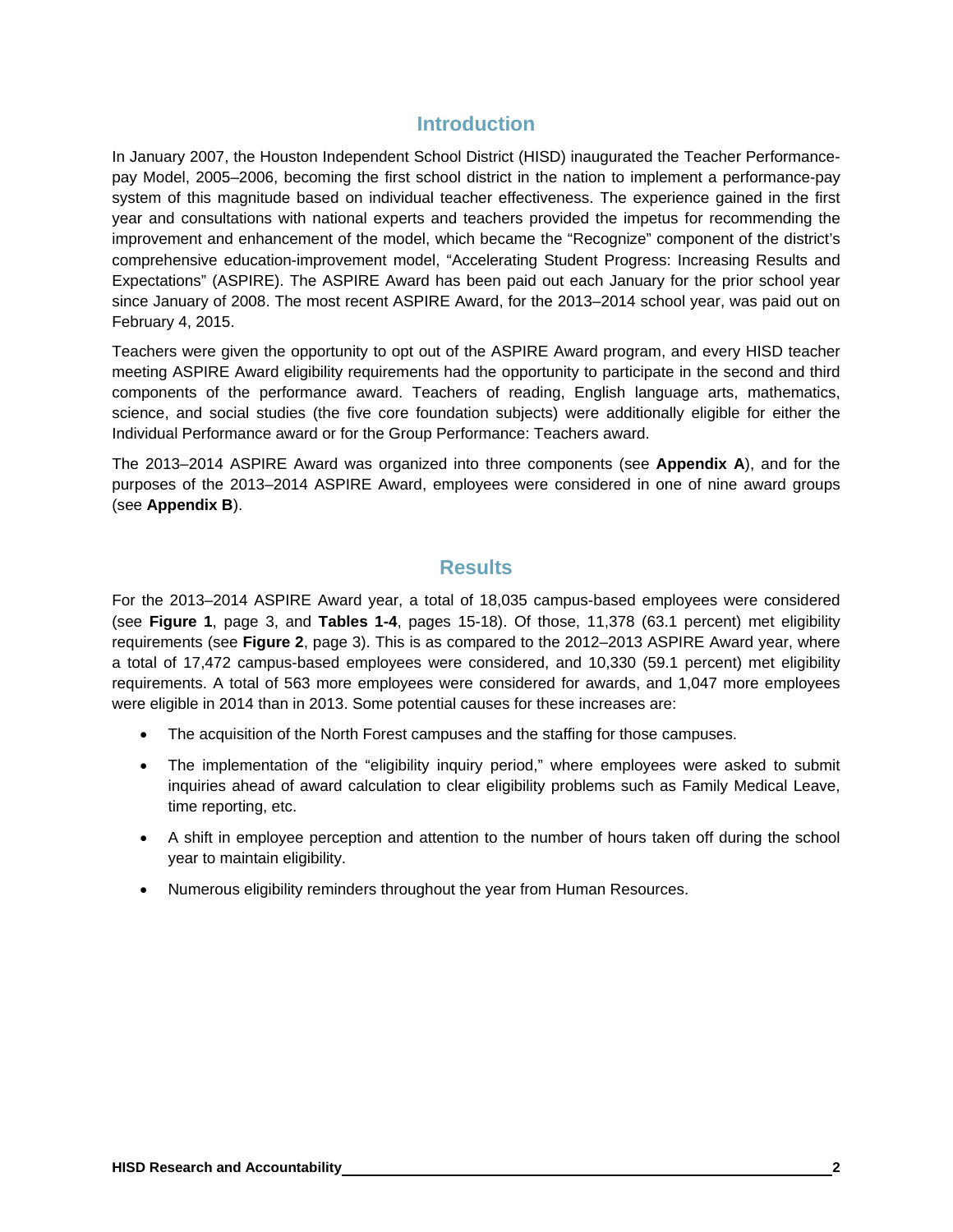## Introduction

In January 2007, the Houston Independent School District (HISD) inaugurated the Teacher Performance-pay Model, 2005–2006, becoming the first school district in the nation to implement a performance-pay system of this magnitude based on individual teacher effectiveness. The experience gained in the first year and consultations with national experts and teachers provided the impetus for recommending the improvement and enhancement of the model, which became the "Recognize" component of the district's comprehensive education-improvement model, "Accelerating Student Progress: Increasing Results and Expectations" (ASPIRE). The ASPIRE Award has been paid out each January for the prior school year since January of 2008. The most recent ASPIRE Award, for the 2013–2014 school year, was paid out on February 4, 2015.

Teachers were given the opportunity to opt out of the ASPIRE Award program, and every HISD teacher meeting ASPIRE Award eligibility requirements had the opportunity to participate in the second and third components of the performance award. Teachers of reading, English language arts, mathematics, science, and social studies (the five core foundation subjects) were additionally eligible for either the Individual Performance award or for the Group Performance: Teachers award.

The 2013–2014 ASPIRE Award was organized into three components (see **Appendix A**), and for the purposes of the 2013–2014 ASPIRE Award, employees were considered in one of nine award groups (see **Appendix B**).

## Results

For the 2013–2014 ASPIRE Award year, a total of 18,035 campus-based employees were considered (see **Figure 1**, page 3, and **Tables 1-4**, pages 15-18). Of those, 11,378 (63.1 percent) met eligibility requirements (see **Figure 2**, page 3). This is as compared to the 2012–2013 ASPIRE Award year, where a total of 17,472 campus-based employees were considered, and 10,330 (59.1 percent) met eligibility requirements. A total of 563 more employees were considered for awards, and 1,047 more employees were eligible in 2014 than in 2013. Some potential causes for these increases are:

- The acquisition of the North Forest campuses and the staffing for those campuses.
- The implementation of the "eligibility inquiry period," where employees were asked to submit inquiries ahead of award calculation to clear eligibility problems such as Family Medical Leave, time reporting, etc.
- A shift in employee perception and attention to the number of hours taken off during the school year to maintain eligibility.
- Numerous eligibility reminders throughout the year from Human Resources.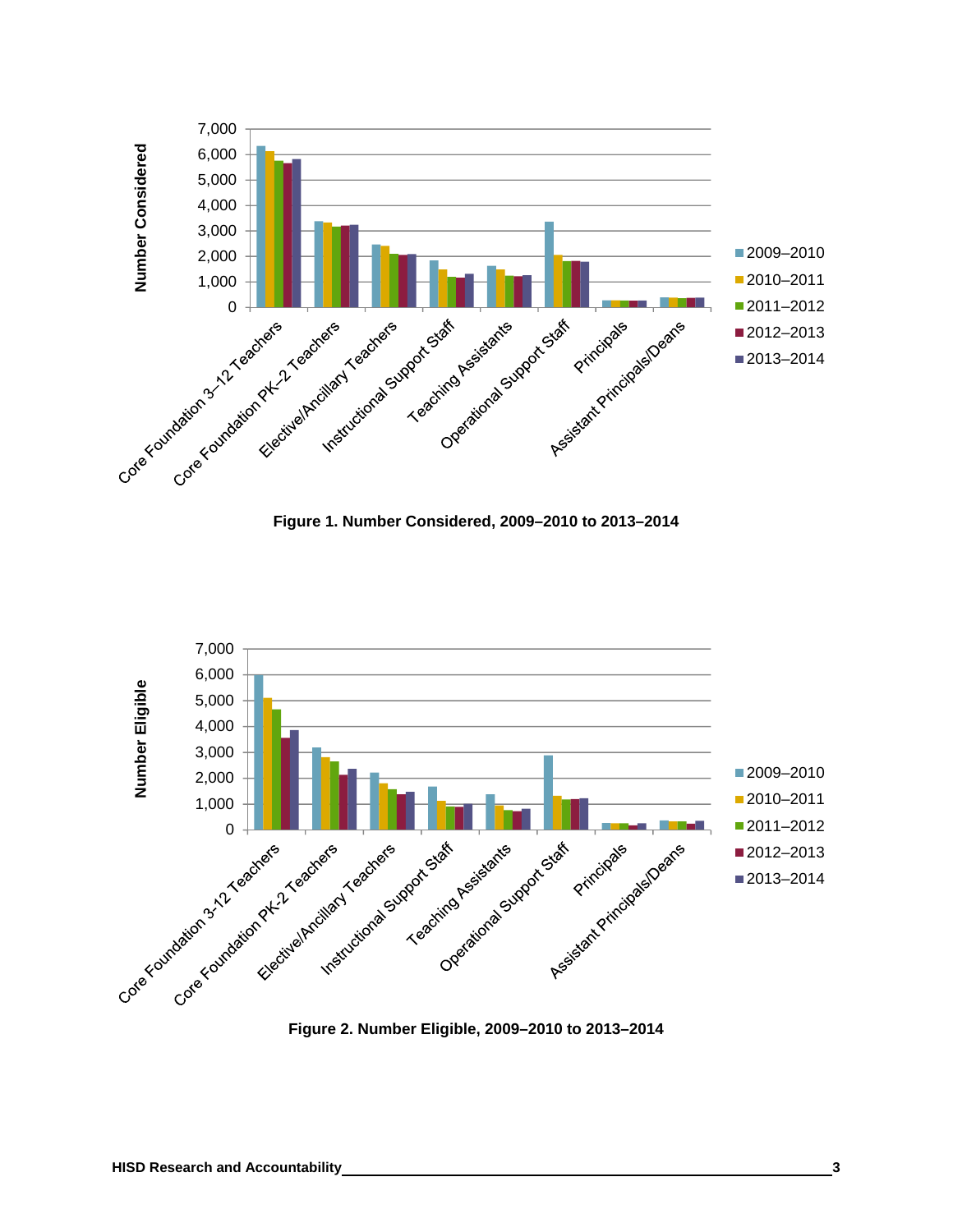Figure 1. Number Considered, 2009–2010 to 2013–2014

Figure 2. Number Eligible, 2009–2010 to 2013–2014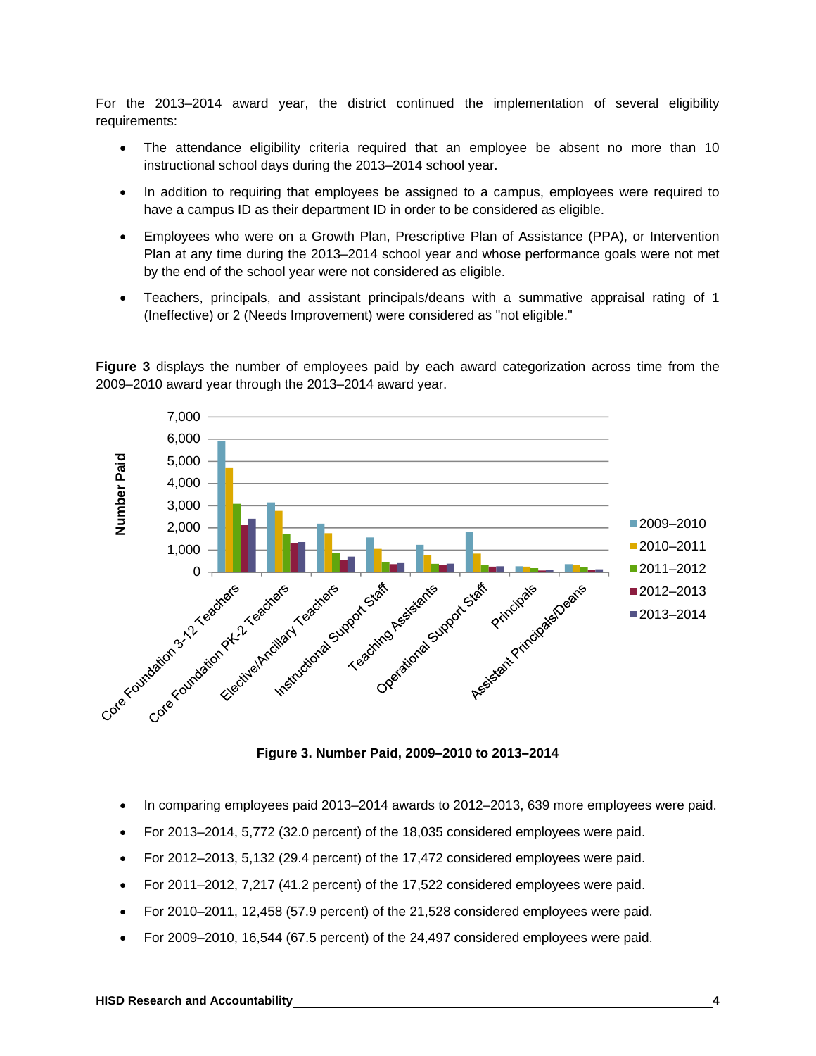For the 2013–2014 award year, the district continued the implementation of several eligibility requirements:

- The attendance eligibility criteria required that an employee be absent no more than 10 instructional school days during the 2013–2014 school year.
- In addition to requiring that employees be assigned to a campus, employees were required to have a campus ID as their department ID in order to be considered as eligible.
- Employees who were on a Growth Plan, Prescriptive Plan of Assistance (PPA), or Intervention Plan at any time during the 2013–2014 school year and whose performance goals were not met by the end of the school year were not considered as eligible.
- Teachers, principals, and assistant principals/deans with a summative appraisal rating of 1 (Ineffective) or 2 (Needs Improvement) were considered as "not eligible."

**Figure 3** displays the number of employees paid by each award categorization across time from the 2009–2010 award year through the 2013–2014 award year.

**Figure 3. Number Paid, 2009–2010 to 2013–2014**

- In comparing employees paid 2013–2014 awards to 2012–2013, 639 more employees were paid.
- For 2013–2014, 5,772 (32.0 percent) of the 18,035 considered employees were paid.
- For 2012–2013, 5,132 (29.4 percent) of the 17,472 considered employees were paid.
- For 2011–2012, 7,217 (41.2 percent) of the 17,522 considered employees were paid.
- For 2010–2011, 12,458 (57.9 percent) of the 21,528 considered employees were paid.
- For 2009–2010, 16,544 (67.5 percent) of the 24,497 considered employees were paid.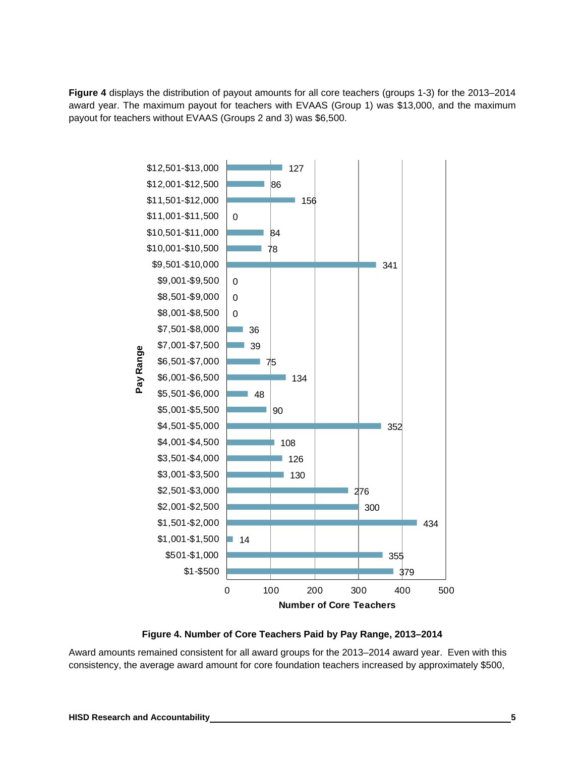**Figure 4** displays the distribution of payout amounts for all core teachers (groups 1-3) for the 2013–2014 award year. The maximum payout for teachers with EVAAS (Group 1) was $13,000, and the maximum payout for teachers without EVAAS (Groups 2 and 3) was $6,500.

| Pay Range | Number of Core Teachers |
|---|---|
| $12,501-$13,000 | 127 |
| $12,001-$12,500 | 86 |
| $11,501-$12,000 | 156 |
| $11,001-$11,500 | 0 |
| $10,501-$11,000 | 84 |
| $10,001-$10,500 | 78 |
| $9,501-$10,000 | 341 |
| $9,001-$9,500 | 0 |
| $8,501-$9,000 | 0 |
| $8,001-$8,500 | 0 |
| $7,501-$8,000 | 36 |
| $7,001-$7,500 | 39 |
| $6,501-$7,000 | 75 |
| $6,001-$6,500 | 134 |
| $5,501-$6,000 | 48 |
| $5,001-$5,500 | 90 |
| $4,501-$5,000 | 352 |
| $4,001-$4,500 | 108 |
| $3,501-$4,000 | 126 |
| $3,001-$3,500 | 130 |
| $2,501-$3,000 | 276 |
| $2,001-$2,500 | 300 |
| $1,501-$2,000 | 434 |
| $1,001-$1,500 | 14 |
| $501-$1,000 | 355 |
| $1-$500 | 379 |

**Figure 4. Number of Core Teachers Paid by Pay Range, 2013–2014**

Award amounts remained consistent for all award groups for the 2013–2014 award year. Even with this consistency, the average award amount for core foundation teachers increased by approximately $500,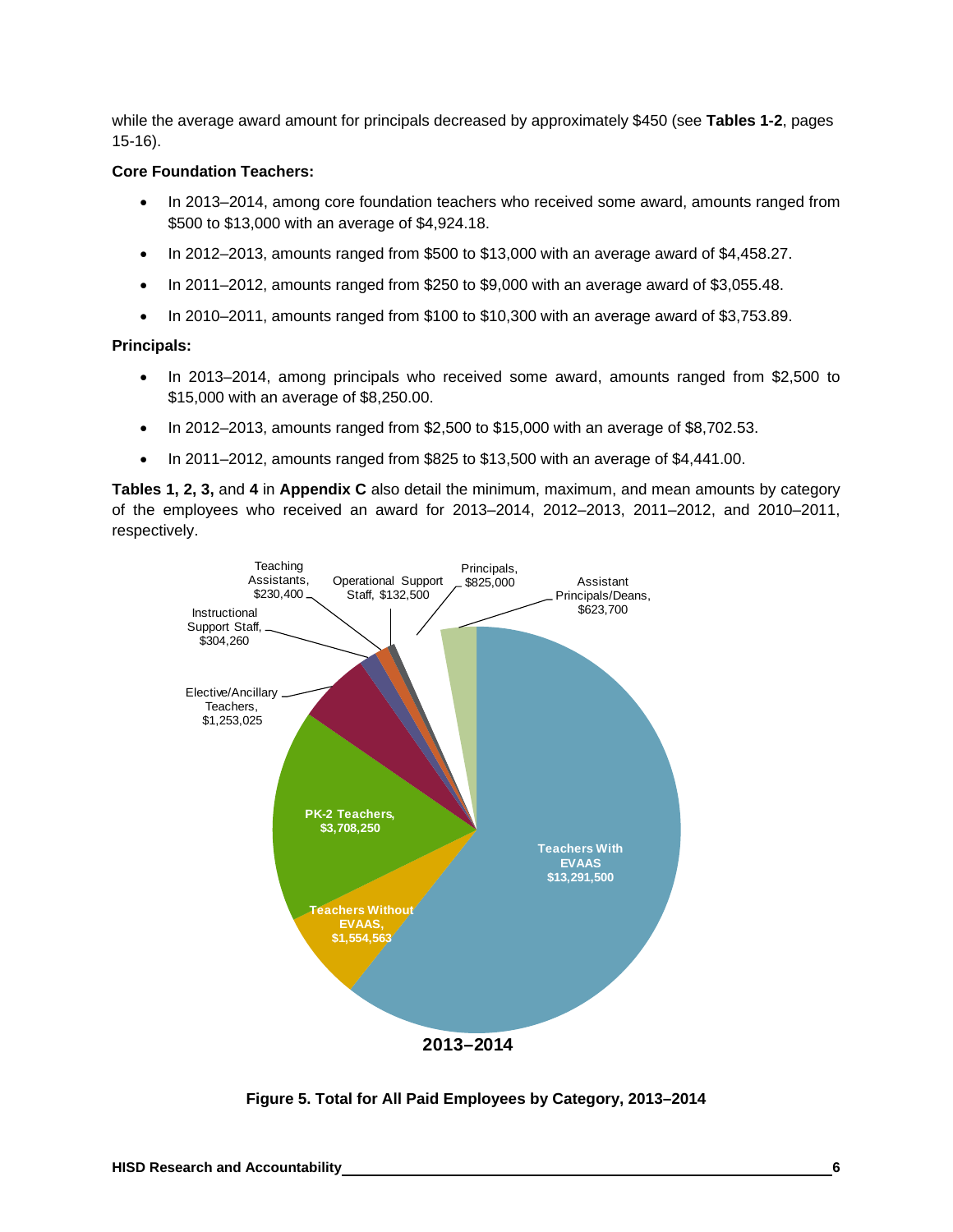while the average award amount for principals decreased by approximately $450 (see **Tables 1-2**, pages 15-16).

**Core Foundation Teachers:**

- In 2013–2014, among core foundation teachers who received some award, amounts ranged from $500 to $13,000 with an average of $4,924.18.
- In 2012–2013, amounts ranged from $500 to $13,000 with an average award of $4,458.27.
- In 2011–2012, amounts ranged from $250 to $9,000 with an average award of $3,055.48.
- In 2010–2011, amounts ranged from $100 to $10,300 with an average award of $3,753.89.

**Principals:**

- In 2013–2014, among principals who received some award, amounts ranged from $2,500 to $15,000 with an average of $8,250.00.
- In 2012–2013, amounts ranged from $2,500 to $15,000 with an average of $8,702.53.
- In 2011–2012, amounts ranged from $825 to $13,500 with an average of $4,441.00.

**Tables 1, 2, 3,** and **4** in **Appendix C** also detail the minimum, maximum, and mean amounts by category of the employees who received an award for 2013–2014, 2012–2013, 2011–2012, and 2010–2011, respectively.

Teaching Assistants, $230,400
Operational Support Staff, $132,500
Principals, $825,000
Assistant Principals/Deans, $623,700
Instructional Support Staff, $304,260
Elective/Ancillary Teachers, $1,253,025
PK-2 Teachers, $3,708,250
Teachers With EVAAS $13,291,500
Teachers Without EVAAS, $1,554,563

**2013–2014**

**Figure 5. Total for All Paid Employees by Category, 2013–2014**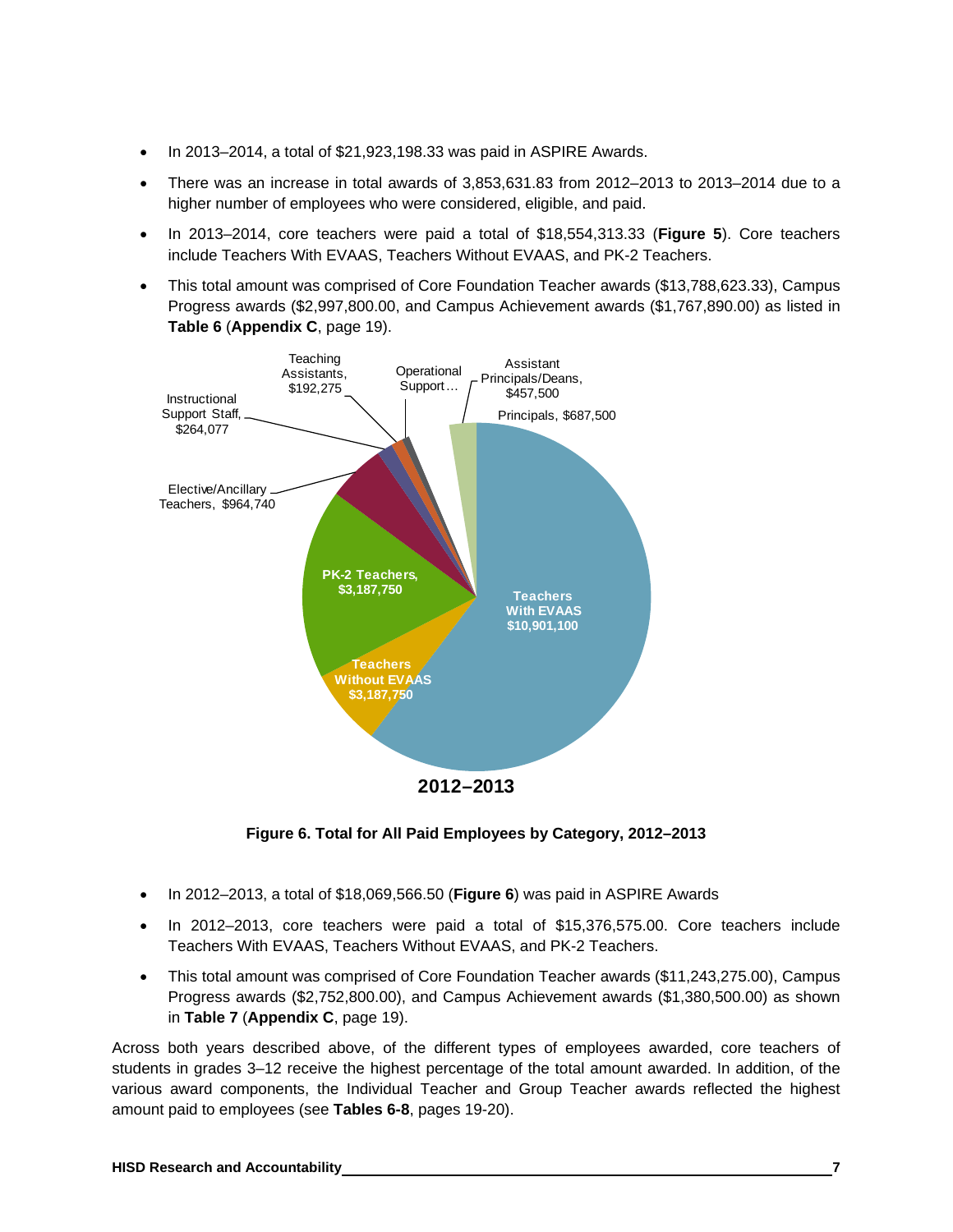- In 2013–2014, a total of $21,923,198.33 was paid in ASPIRE Awards.
- There was an increase in total awards of 3,853,631.83 from 2012–2013 to 2013–2014 due to a higher number of employees who were considered, eligible, and paid.
- In 2013–2014, core teachers were paid a total of $18,554,313.33 (**Figure 5**). Core teachers include Teachers With EVAAS, Teachers Without EVAAS, and PK-2 Teachers.
- This total amount was comprised of Core Foundation Teacher awards ($13,788,623.33), Campus Progress awards ($2,997,800.00, and Campus Achievement awards ($1,767,890.00) as listed in **Table 6** (**Appendix C**, page 19).

Teaching Assistants, $192,275

Operational Support…

Assistant Principals/Deans, $457,500

Principals, $687,500

Instructional Support Staff, $264,077

Elective/Ancillary Teachers, $964,740

PK-2 Teachers, $3,187,750

Teachers With EVAAS $10,901,100

Teachers Without EVAAS $3,187,750

**2012–2013**

**Figure 6. Total for All Paid Employees by Category, 2012–2013**

- In 2012–2013, a total of $18,069,566.50 (**Figure 6**) was paid in ASPIRE Awards
- In 2012–2013, core teachers were paid a total of $15,376,575.00. Core teachers include Teachers With EVAAS, Teachers Without EVAAS, and PK-2 Teachers.
- This total amount was comprised of Core Foundation Teacher awards ($11,243,275.00), Campus Progress awards ($2,752,800.00), and Campus Achievement awards ($1,380,500.00) as shown in **Table 7** (**Appendix C**, page 19).

Across both years described above, of the different types of employees awarded, core teachers of students in grades 3–12 receive the highest percentage of the total amount awarded. In addition, of the various award components, the Individual Teacher and Group Teacher awards reflected the highest amount paid to employees (see **Tables 6-8**, pages 19-20).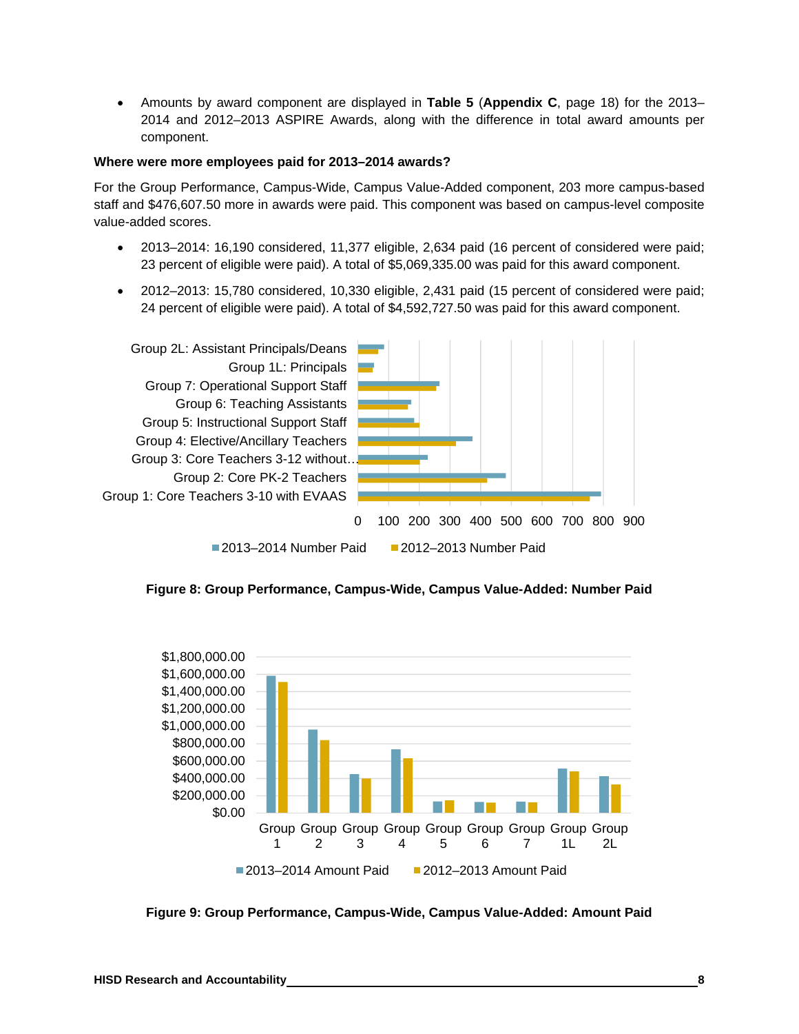- Amounts by award component are displayed in **Table 5** (**Appendix C**, page 18) for the 2013–2014 and 2012–2013 ASPIRE Awards, along with the difference in total award amounts per component.

**Where were more employees paid for 2013–2014 awards?**

For the Group Performance, Campus-Wide, Campus Value-Added component, 203 more campus-based staff and $476,607.50 more in awards were paid. This component was based on campus-level composite value-added scores.

- 2013–2014: 16,190 considered, 11,377 eligible, 2,634 paid (16 percent of considered were paid; 23 percent of eligible were paid). A total of $5,069,335.00 was paid for this award component.
- 2012–2013: 15,780 considered, 10,330 eligible, 2,431 paid (15 percent of considered were paid; 24 percent of eligible were paid). A total of $4,592,727.50 was paid for this award component.

**Figure 8: Group Performance, Campus-Wide, Campus Value-Added: Number Paid**

**Figure 9: Group Performance, Campus-Wide, Campus Value-Added: Amount Paid**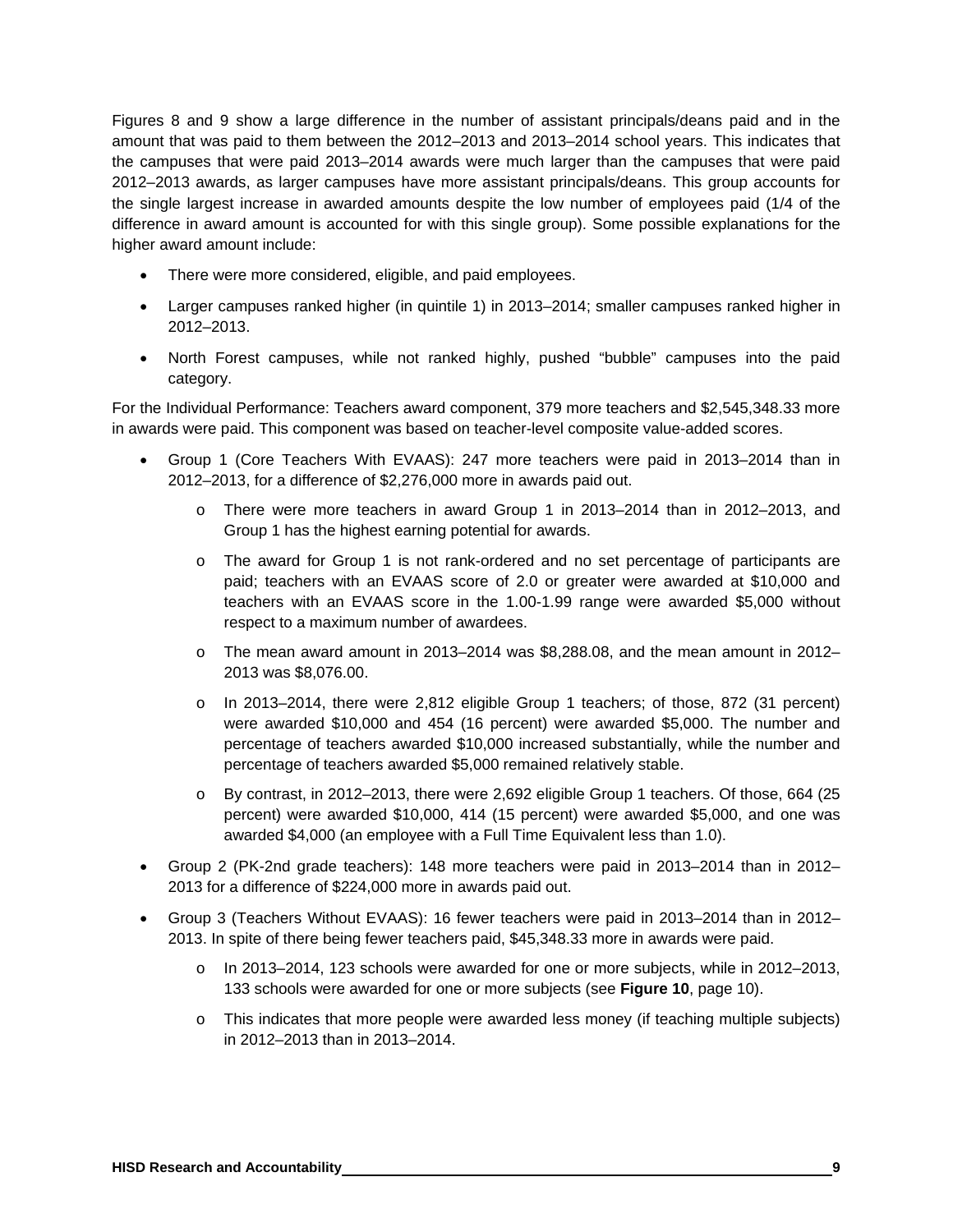Figures 8 and 9 show a large difference in the number of assistant principals/deans paid and in the amount that was paid to them between the 2012–2013 and 2013–2014 school years. This indicates that the campuses that were paid 2013–2014 awards were much larger than the campuses that were paid 2012–2013 awards, as larger campuses have more assistant principals/deans. This group accounts for the single largest increase in awarded amounts despite the low number of employees paid (1/4 of the difference in award amount is accounted for with this single group). Some possible explanations for the higher award amount include:

- There were more considered, eligible, and paid employees.
- Larger campuses ranked higher (in quintile 1) in 2013–2014; smaller campuses ranked higher in 2012–2013.
- North Forest campuses, while not ranked highly, pushed "bubble" campuses into the paid category.

For the Individual Performance: Teachers award component, 379 more teachers and $2,545,348.33 more in awards were paid. This component was based on teacher-level composite value-added scores.

- Group 1 (Core Teachers With EVAAS): 247 more teachers were paid in 2013–2014 than in 2012–2013, for a difference of $2,276,000 more in awards paid out.
  - There were more teachers in award Group 1 in 2013–2014 than in 2012–2013, and Group 1 has the highest earning potential for awards.
  - The award for Group 1 is not rank-ordered and no set percentage of participants are paid; teachers with an EVAAS score of 2.0 or greater were awarded at $10,000 and teachers with an EVAAS score in the 1.00-1.99 range were awarded $5,000 without respect to a maximum number of awardees.
  - The mean award amount in 2013–2014 was $8,288.08, and the mean amount in 2012–2013 was $8,076.00.
  - In 2013–2014, there were 2,812 eligible Group 1 teachers; of those, 872 (31 percent) were awarded $10,000 and 454 (16 percent) were awarded $5,000. The number and percentage of teachers awarded $10,000 increased substantially, while the number and percentage of teachers awarded $5,000 remained relatively stable.
  - By contrast, in 2012–2013, there were 2,692 eligible Group 1 teachers. Of those, 664 (25 percent) were awarded $10,000, 414 (15 percent) were awarded $5,000, and one was awarded $4,000 (an employee with a Full Time Equivalent less than 1.0).
- Group 2 (PK-2nd grade teachers): 148 more teachers were paid in 2013–2014 than in 2012–2013 for a difference of $224,000 more in awards paid out.
- Group 3 (Teachers Without EVAAS): 16 fewer teachers were paid in 2013–2014 than in 2012–2013. In spite of there being fewer teachers paid, $45,348.33 more in awards were paid.
  - In 2013–2014, 123 schools were awarded for one or more subjects, while in 2012–2013, 133 schools were awarded for one or more subjects (see **Figure 10**, page 10).
  - This indicates that more people were awarded less money (if teaching multiple subjects) in 2012–2013 than in 2013–2014.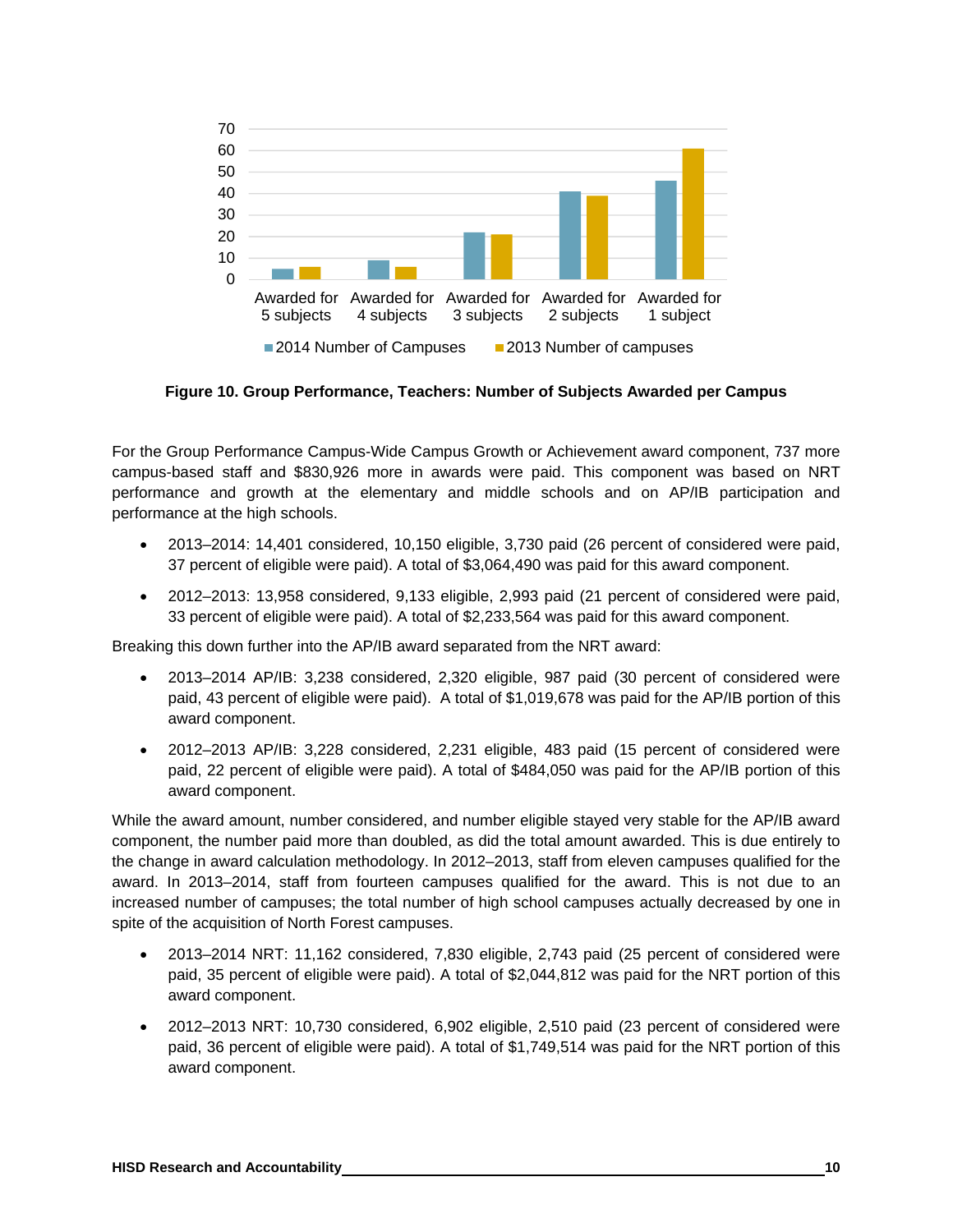**Figure 10. Group Performance, Teachers: Number of Subjects Awarded per Campus**

For the Group Performance Campus-Wide Campus Growth or Achievement award component, 737 more campus-based staff and $830,926 more in awards were paid. This component was based on NRT performance and growth at the elementary and middle schools and on AP/IB participation and performance at the high schools.

- 2013–2014: 14,401 considered, 10,150 eligible, 3,730 paid (26 percent of considered were paid, 37 percent of eligible were paid). A total of $3,064,490 was paid for this award component.
- 2012–2013: 13,958 considered, 9,133 eligible, 2,993 paid (21 percent of considered were paid, 33 percent of eligible were paid). A total of $2,233,564 was paid for this award component.

Breaking this down further into the AP/IB award separated from the NRT award:

- 2013–2014 AP/IB: 3,238 considered, 2,320 eligible, 987 paid (30 percent of considered were paid, 43 percent of eligible were paid). A total of $1,019,678 was paid for the AP/IB portion of this award component.
- 2012–2013 AP/IB: 3,228 considered, 2,231 eligible, 483 paid (15 percent of considered were paid, 22 percent of eligible were paid). A total of $484,050 was paid for the AP/IB portion of this award component.

While the award amount, number considered, and number eligible stayed very stable for the AP/IB award component, the number paid more than doubled, as did the total amount awarded. This is due entirely to the change in award calculation methodology. In 2012–2013, staff from eleven campuses qualified for the award. In 2013–2014, staff from fourteen campuses qualified for the award. This is not due to an increased number of campuses; the total number of high school campuses actually decreased by one in spite of the acquisition of North Forest campuses.

- 2013–2014 NRT: 11,162 considered, 7,830 eligible, 2,743 paid (25 percent of considered were paid, 35 percent of eligible were paid). A total of $2,044,812 was paid for the NRT portion of this award component.
- 2012–2013 NRT: 10,730 considered, 6,902 eligible, 2,510 paid (23 percent of considered were paid, 36 percent of eligible were paid). A total of $1,749,514 was paid for the NRT portion of this award component.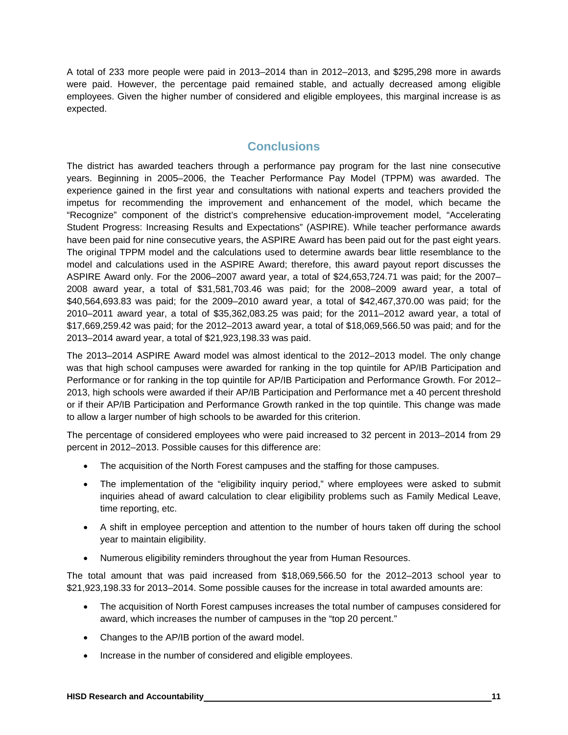A total of 233 more people were paid in 2013–2014 than in 2012–2013, and $295,298 more in awards were paid. However, the percentage paid remained stable, and actually decreased among eligible employees. Given the higher number of considered and eligible employees, this marginal increase is as expected.

## Conclusions

The district has awarded teachers through a performance pay program for the last nine consecutive years. Beginning in 2005–2006, the Teacher Performance Pay Model (TPPM) was awarded. The experience gained in the first year and consultations with national experts and teachers provided the impetus for recommending the improvement and enhancement of the model, which became the "Recognize" component of the district's comprehensive education-improvement model, "Accelerating Student Progress: Increasing Results and Expectations" (ASPIRE). While teacher performance awards have been paid for nine consecutive years, the ASPIRE Award has been paid out for the past eight years. The original TPPM model and the calculations used to determine awards bear little resemblance to the model and calculations used in the ASPIRE Award; therefore, this award payout report discusses the ASPIRE Award only. For the 2006–2007 award year, a total of $24,653,724.71 was paid; for the 2007–2008 award year, a total of $31,581,703.46 was paid; for the 2008–2009 award year, a total of $40,564,693.83 was paid; for the 2009–2010 award year, a total of $42,467,370.00 was paid; for the 2010–2011 award year, a total of $35,362,083.25 was paid; for the 2011–2012 award year, a total of $17,669,259.42 was paid; for the 2012–2013 award year, a total of $18,069,566.50 was paid; and for the 2013–2014 award year, a total of $21,923,198.33 was paid.

The 2013–2014 ASPIRE Award model was almost identical to the 2012–2013 model. The only change was that high school campuses were awarded for ranking in the top quintile for AP/IB Participation and Performance or for ranking in the top quintile for AP/IB Participation and Performance Growth. For 2012–2013, high schools were awarded if their AP/IB Participation and Performance met a 40 percent threshold or if their AP/IB Participation and Performance Growth ranked in the top quintile. This change was made to allow a larger number of high schools to be awarded for this criterion.

The percentage of considered employees who were paid increased to 32 percent in 2013–2014 from 29 percent in 2012–2013. Possible causes for this difference are:

- The acquisition of the North Forest campuses and the staffing for those campuses.
- The implementation of the "eligibility inquiry period," where employees were asked to submit inquiries ahead of award calculation to clear eligibility problems such as Family Medical Leave, time reporting, etc.
- A shift in employee perception and attention to the number of hours taken off during the school year to maintain eligibility.
- Numerous eligibility reminders throughout the year from Human Resources.

The total amount that was paid increased from $18,069,566.50 for the 2012–2013 school year to $21,923,198.33 for 2013–2014. Some possible causes for the increase in total awarded amounts are:

- The acquisition of North Forest campuses increases the total number of campuses considered for award, which increases the number of campuses in the "top 20 percent."
- Changes to the AP/IB portion of the award model.
- Increase in the number of considered and eligible employees.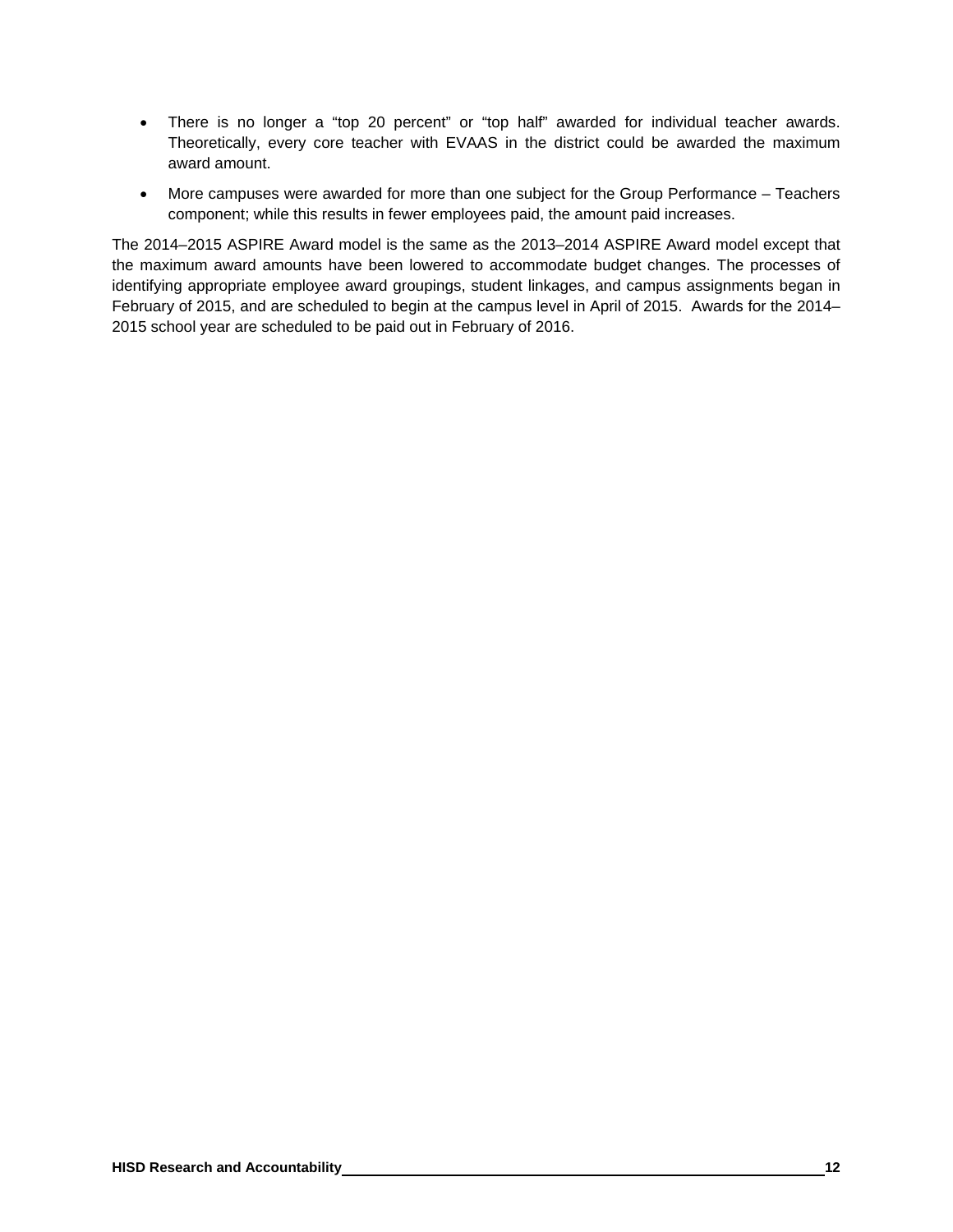- There is no longer a “top 20 percent” or “top half” awarded for individual teacher awards. Theoretically, every core teacher with EVAAS in the district could be awarded the maximum award amount.
- More campuses were awarded for more than one subject for the Group Performance – Teachers component; while this results in fewer employees paid, the amount paid increases.

The 2014–2015 ASPIRE Award model is the same as the 2013–2014 ASPIRE Award model except that the maximum award amounts have been lowered to accommodate budget changes. The processes of identifying appropriate employee award groupings, student linkages, and campus assignments began in February of 2015, and are scheduled to begin at the campus level in April of 2015. Awards for the 2014–2015 school year are scheduled to be paid out in February of 2016.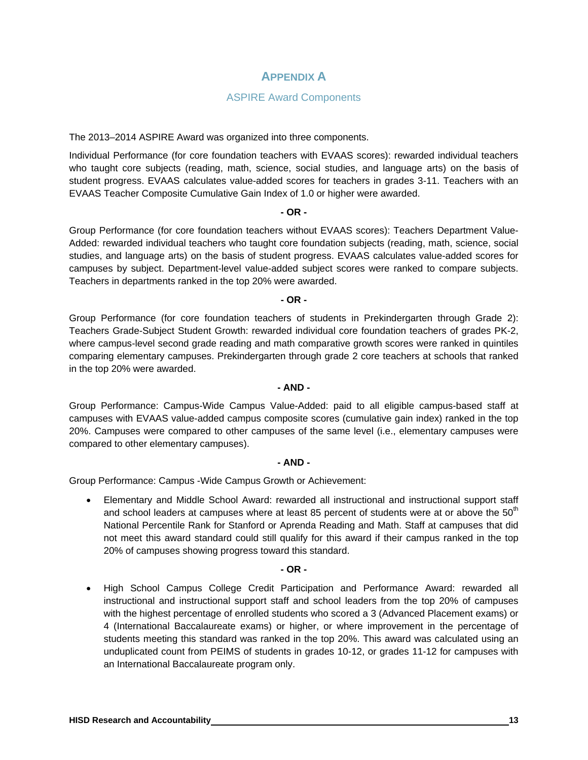# APPENDIX A

## ASPIRE Award Components

The 2013–2014 ASPIRE Award was organized into three components.

Individual Performance (for core foundation teachers with EVAAS scores): rewarded individual teachers who taught core subjects (reading, math, science, social studies, and language arts) on the basis of student progress. EVAAS calculates value-added scores for teachers in grades 3-11. Teachers with an EVAAS Teacher Composite Cumulative Gain Index of 1.0 or higher were awarded.

**- OR -**

Group Performance (for core foundation teachers without EVAAS scores): Teachers Department Value-Added: rewarded individual teachers who taught core foundation subjects (reading, math, science, social studies, and language arts) on the basis of student progress. EVAAS calculates value-added scores for campuses by subject. Department-level value-added subject scores were ranked to compare subjects. Teachers in departments ranked in the top 20% were awarded.

**- OR -**

Group Performance (for core foundation teachers of students in Prekindergarten through Grade 2): Teachers Grade-Subject Student Growth: rewarded individual core foundation teachers of grades PK-2, where campus-level second grade reading and math comparative growth scores were ranked in quintiles comparing elementary campuses. Prekindergarten through grade 2 core teachers at schools that ranked in the top 20% were awarded.

**- AND -**

Group Performance: Campus-Wide Campus Value-Added: paid to all eligible campus-based staff at campuses with EVAAS value-added campus composite scores (cumulative gain index) ranked in the top 20%. Campuses were compared to other campuses of the same level (i.e., elementary campuses were compared to other elementary campuses).

**- AND -**

Group Performance: Campus -Wide Campus Growth or Achievement:

- Elementary and Middle School Award: rewarded all instructional and instructional support staff and school leaders at campuses where at least 85 percent of students were at or above the 50th National Percentile Rank for Stanford or Aprenda Reading and Math. Staff at campuses that did not meet this award standard could still qualify for this award if their campus ranked in the top 20% of campuses showing progress toward this standard.

**- OR -**

- High School Campus College Credit Participation and Performance Award: rewarded all instructional and instructional support staff and school leaders from the top 20% of campuses with the highest percentage of enrolled students who scored a 3 (Advanced Placement exams) or 4 (International Baccalaureate exams) or higher, or where improvement in the percentage of students meeting this standard was ranked in the top 20%. This award was calculated using an unduplicated count from PEIMS of students in grades 10-12, or grades 11-12 for campuses with an International Baccalaureate program only.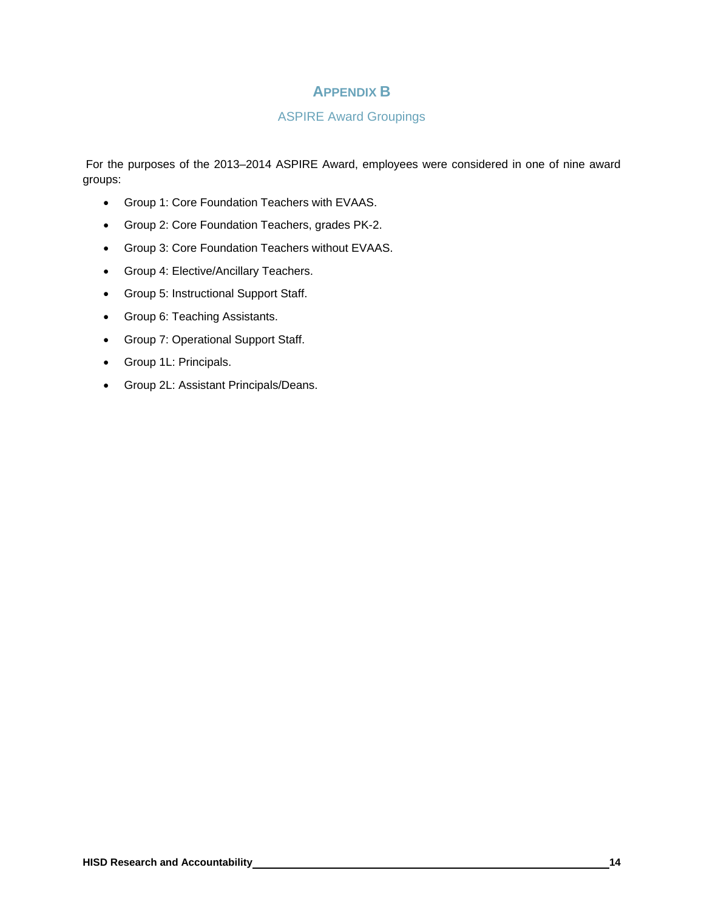# Appendix B

## ASPIRE Award Groupings

For the purposes of the 2013–2014 ASPIRE Award, employees were considered in one of nine award groups:

- Group 1: Core Foundation Teachers with EVAAS.
- Group 2: Core Foundation Teachers, grades PK-2.
- Group 3: Core Foundation Teachers without EVAAS.
- Group 4: Elective/Ancillary Teachers.
- Group 5: Instructional Support Staff.
- Group 6: Teaching Assistants.
- Group 7: Operational Support Staff.
- Group 1L: Principals.
- Group 2L: Assistant Principals/Deans.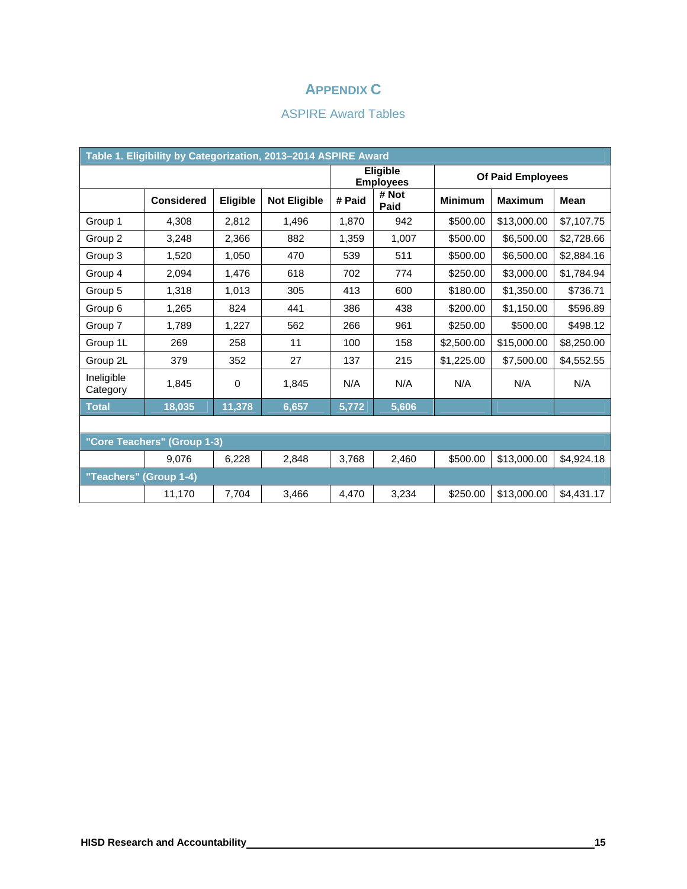# APPENDIX C

## ASPIRE Award Tables

**Table 1. Eligibility by Categorization, 2013–2014 ASPIRE Award**

| | | | | Eligible Employees | | Of Paid Employees | | |
|---|---|---|---|---|---|---|---|---|
| | **Considered** | **Eligible** | **Not Eligible** | **# Paid** | **# Not Paid** | **Minimum** | **Maximum** | **Mean** |
| Group 1 | 4,308 | 2,812 | 1,496 | 1,870 | 942 | $500.00 | $13,000.00 | $7,107.75 |
| Group 2 | 3,248 | 2,366 | 882 | 1,359 | 1,007 | $500.00 | $6,500.00 | $2,728.66 |
| Group 3 | 1,520 | 1,050 | 470 | 539 | 511 | $500.00 | $6,500.00 | $2,884.16 |
| Group 4 | 2,094 | 1,476 | 618 | 702 | 774 | $250.00 | $3,000.00 | $1,784.94 |
| Group 5 | 1,318 | 1,013 | 305 | 413 | 600 | $180.00 | $1,350.00 | $736.71 |
| Group 6 | 1,265 | 824 | 441 | 386 | 438 | $200.00 | $1,150.00 | $596.89 |
| Group 7 | 1,789 | 1,227 | 562 | 266 | 961 | $250.00 | $500.00 | $498.12 |
| Group 1L | 269 | 258 | 11 | 100 | 158 | $2,500.00 | $15,000.00 | $8,250.00 |
| Group 2L | 379 | 352 | 27 | 137 | 215 | $1,225.00 | $7,500.00 | $4,552.55 |
| Ineligible Category | 1,845 | 0 | 1,845 | N/A | N/A | N/A | N/A | N/A |
| **Total** | **18,035** | **11,378** | **6,657** | **5,772** | **5,606** | | | |
| | | | | | | | | |
| **"Core Teachers" (Group 1-3)** | | | | | | | | |
| | 9,076 | 6,228 | 2,848 | 3,768 | 2,460 | $500.00 | $13,000.00 | $4,924.18 |
| **"Teachers" (Group 1-4)** | | | | | | | | |
| | 11,170 | 7,704 | 3,466 | 4,470 | 3,234 | $250.00 | $13,000.00 | $4,431.17 |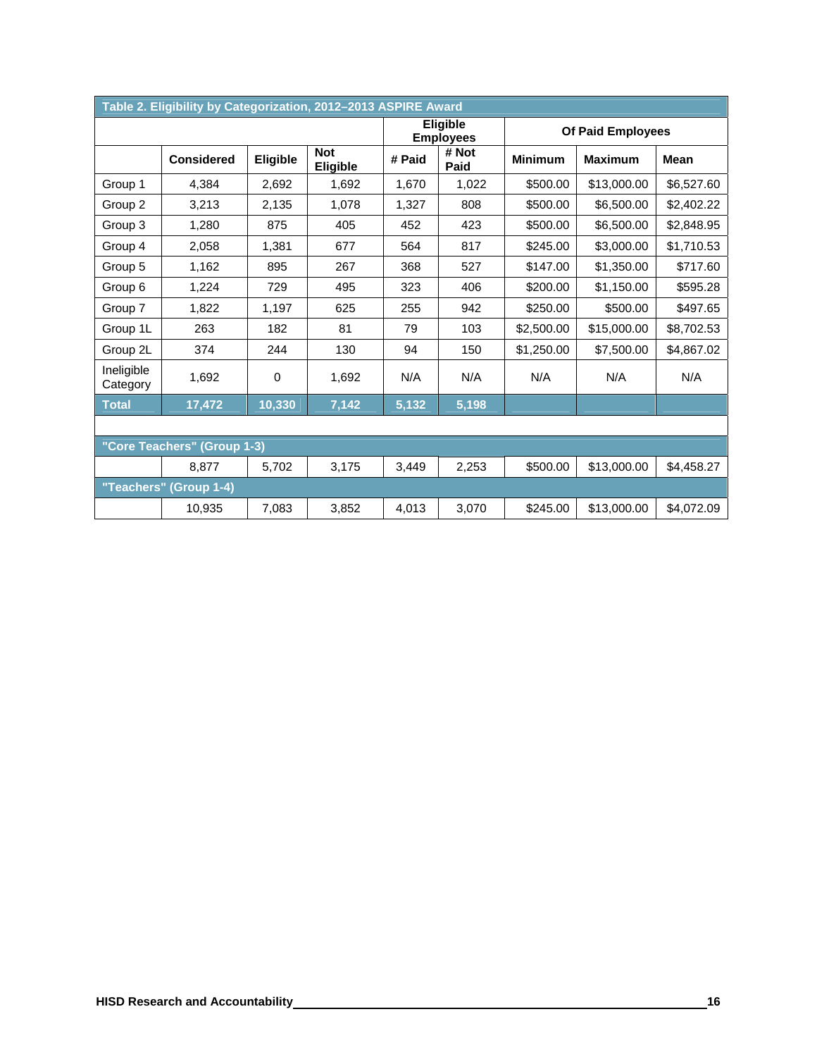**Table 2. Eligibility by Categorization, 2012–2013 ASPIRE Award**

| | | | | Eligible Employees | | Of Paid Employees | | |
|---|---|---|---|---|---|---|---|---|
| | **Considered** | **Eligible** | **Not Eligible** | **# Paid** | **# Not Paid** | **Minimum** | **Maximum** | **Mean** |
| Group 1 | 4,384 | 2,692 | 1,692 | 1,670 | 1,022 | $500.00 | $13,000.00 | $6,527.60 |
| Group 2 | 3,213 | 2,135 | 1,078 | 1,327 | 808 | $500.00 | $6,500.00 | $2,402.22 |
| Group 3 | 1,280 | 875 | 405 | 452 | 423 | $500.00 | $6,500.00 | $2,848.95 |
| Group 4 | 2,058 | 1,381 | 677 | 564 | 817 | $245.00 | $3,000.00 | $1,710.53 |
| Group 5 | 1,162 | 895 | 267 | 368 | 527 | $147.00 | $1,350.00 | $717.60 |
| Group 6 | 1,224 | 729 | 495 | 323 | 406 | $200.00 | $1,150.00 | $595.28 |
| Group 7 | 1,822 | 1,197 | 625 | 255 | 942 | $250.00 | $500.00 | $497.65 |
| Group 1L | 263 | 182 | 81 | 79 | 103 | $2,500.00 | $15,000.00 | $8,702.53 |
| Group 2L | 374 | 244 | 130 | 94 | 150 | $1,250.00 | $7,500.00 | $4,867.02 |
| Ineligible Category | 1,692 | 0 | 1,692 | N/A | N/A | N/A | N/A | N/A |
| **Total** | **17,472** | **10,330** | **7,142** | **5,132** | **5,198** | | | |
| | | | | | | | | |
| **"Core Teachers" (Group 1-3)** | | | | | | | | |
| | 8,877 | 5,702 | 3,175 | 3,449 | 2,253 | $500.00 | $13,000.00 | $4,458.27 |
| **"Teachers" (Group 1-4)** | | | | | | | | |
| | 10,935 | 7,083 | 3,852 | 4,013 | 3,070 | $245.00 | $13,000.00 | $4,072.09 |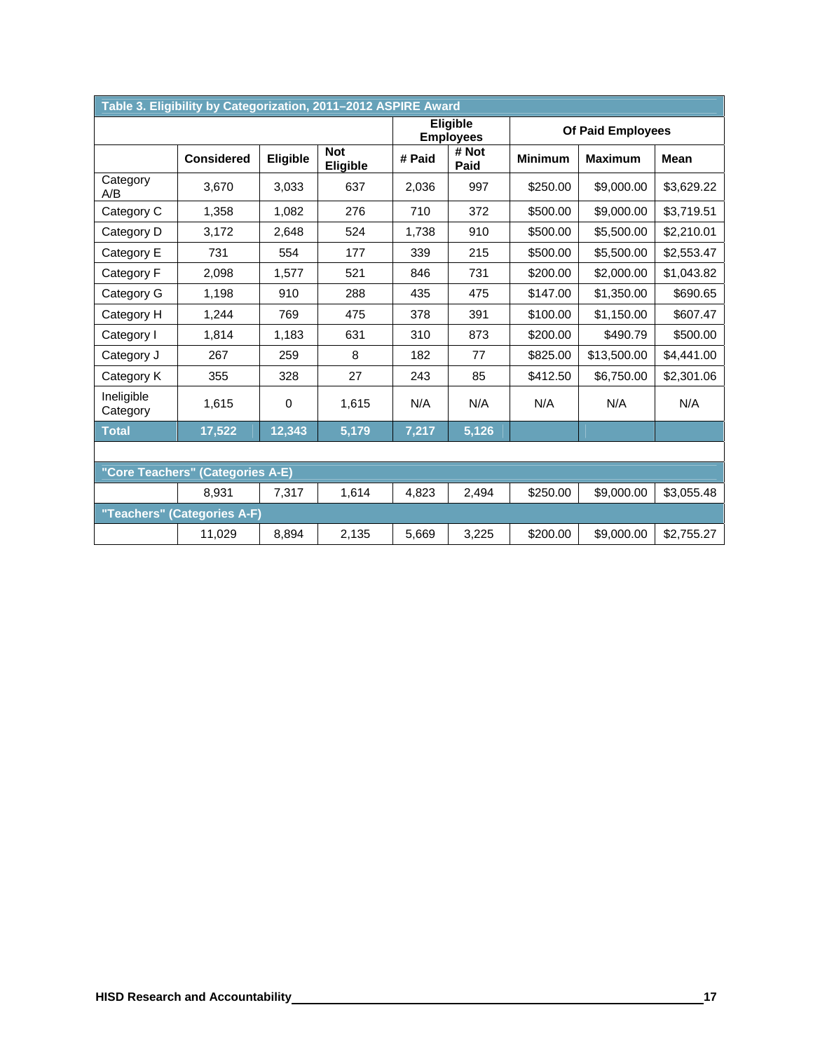**Table 3. Eligibility by Categorization, 2011–2012 ASPIRE Award**

| | | | | Eligible Employees | | Of Paid Employees | | |
|---|---|---|---|---|---|---|---|---|
| | Considered | Eligible | Not Eligible | # Paid | # Not Paid | Minimum | Maximum | Mean |
| Category A/B | 3,670 | 3,033 | 637 | 2,036 | 997 | $250.00 | $9,000.00 | $3,629.22 |
| Category C | 1,358 | 1,082 | 276 | 710 | 372 | $500.00 | $9,000.00 | $3,719.51 |
| Category D | 3,172 | 2,648 | 524 | 1,738 | 910 | $500.00 | $5,500.00 | $2,210.01 |
| Category E | 731 | 554 | 177 | 339 | 215 | $500.00 | $5,500.00 | $2,553.47 |
| Category F | 2,098 | 1,577 | 521 | 846 | 731 | $200.00 | $2,000.00 | $1,043.82 |
| Category G | 1,198 | 910 | 288 | 435 | 475 | $147.00 | $1,350.00 | $690.65 |
| Category H | 1,244 | 769 | 475 | 378 | 391 | $100.00 | $1,150.00 | $607.47 |
| Category I | 1,814 | 1,183 | 631 | 310 | 873 | $200.00 | $490.79 | $500.00 |
| Category J | 267 | 259 | 8 | 182 | 77 | $825.00 | $13,500.00 | $4,441.00 |
| Category K | 355 | 328 | 27 | 243 | 85 | $412.50 | $6,750.00 | $2,301.06 |
| Ineligible Category | 1,615 | 0 | 1,615 | N/A | N/A | N/A | N/A | N/A |
| **Total** | **17,522** | **12,343** | **5,179** | **7,217** | **5,126** | | | |
| | | | | | | | | |
| **"Core Teachers" (Categories A-E)** | | | | | | | | |
| | 8,931 | 7,317 | 1,614 | 4,823 | 2,494 | $250.00 | $9,000.00 | $3,055.48 |
| **"Teachers" (Categories A-F)** | | | | | | | | |
| | 11,029 | 8,894 | 2,135 | 5,669 | 3,225 | $200.00 | $9,000.00 | $2,755.27 |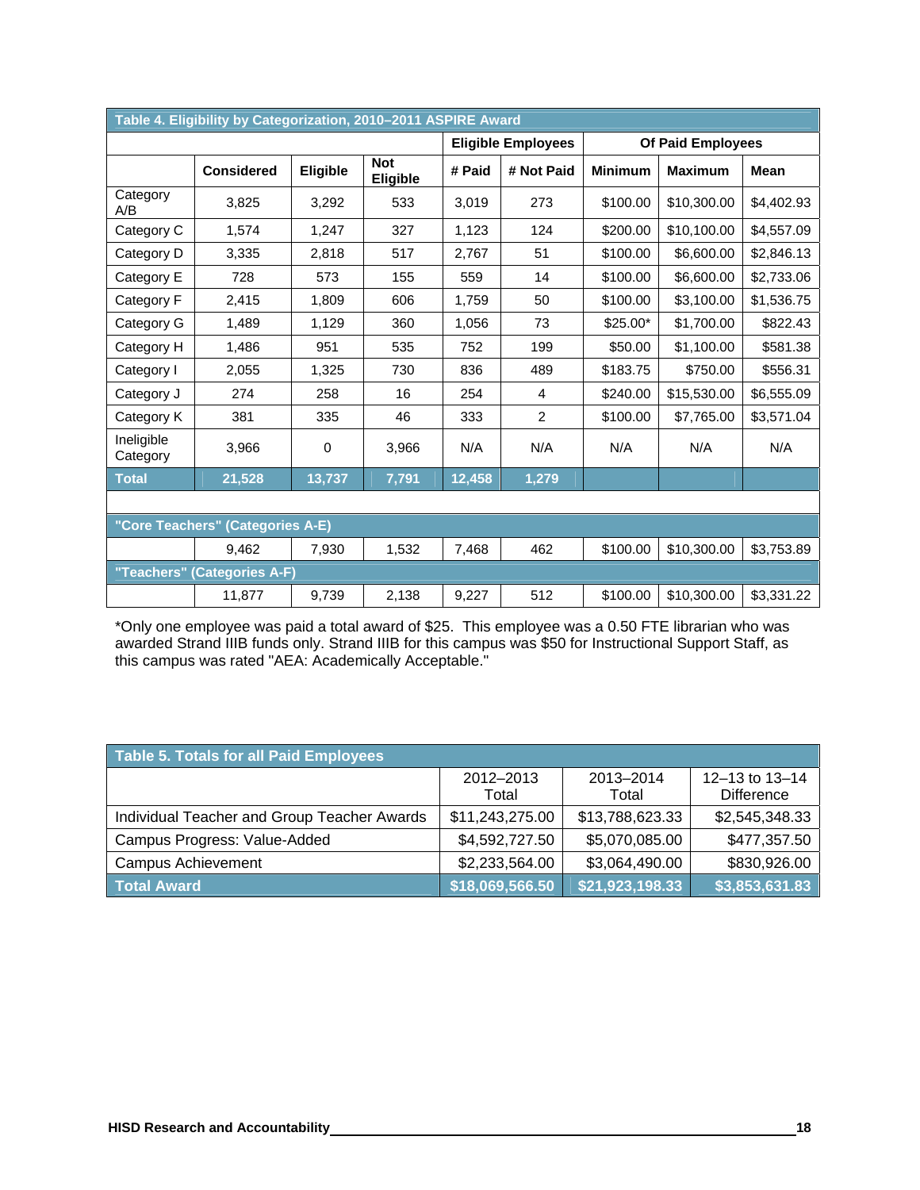**Table 4. Eligibility by Categorization, 2010–2011 ASPIRE Award**

| | | | | Eligible Employees | | Of Paid Employees | | |
|---|---|---|---|---|---|---|---|---|
| | **Considered** | **Eligible** | **Not Eligible** | **# Paid** | **# Not Paid** | **Minimum** | **Maximum** | **Mean** |
| Category A/B | 3,825 | 3,292 | 533 | 3,019 | 273 | $100.00 | $10,300.00 | $4,402.93 |
| Category C | 1,574 | 1,247 | 327 | 1,123 | 124 | $200.00 | $10,100.00 | $4,557.09 |
| Category D | 3,335 | 2,818 | 517 | 2,767 | 51 | $100.00 | $6,600.00 | $2,846.13 |
| Category E | 728 | 573 | 155 | 559 | 14 | $100.00 | $6,600.00 | $2,733.06 |
| Category F | 2,415 | 1,809 | 606 | 1,759 | 50 | $100.00 | $3,100.00 | $1,536.75 |
| Category G | 1,489 | 1,129 | 360 | 1,056 | 73 | $25.00* | $1,700.00 | $822.43 |
| Category H | 1,486 | 951 | 535 | 752 | 199 | $50.00 | $1,100.00 | $581.38 |
| Category I | 2,055 | 1,325 | 730 | 836 | 489 | $183.75 | $750.00 | $556.31 |
| Category J | 274 | 258 | 16 | 254 | 4 | $240.00 | $15,530.00 | $6,555.09 |
| Category K | 381 | 335 | 46 | 333 | 2 | $100.00 | $7,765.00 | $3,571.04 |
| Ineligible Category | 3,966 | 0 | 3,966 | N/A | N/A | N/A | N/A | N/A |
| **Total** | **21,528** | **13,737** | **7,791** | **12,458** | **1,279** | | | |
| | | | | | | | | |
| **"Core Teachers" (Categories A-E)** | | | | | | | | |
| | 9,462 | 7,930 | 1,532 | 7,468 | 462 | $100.00 | $10,300.00 | $3,753.89 |
| **"Teachers" (Categories A-F)** | | | | | | | | |
| | 11,877 | 9,739 | 2,138 | 9,227 | 512 | $100.00 | $10,300.00 | $3,331.22 |

*Only one employee was paid a total award of $25. This employee was a 0.50 FTE librarian who was awarded Strand IIIB funds only. Strand IIIB for this campus was $50 for Instructional Support Staff, as this campus was rated "AEA: Academically Acceptable."

**Table 5. Totals for all Paid Employees**

| | 2012–2013 Total | 2013–2014 Total | 12–13 to 13–14 Difference |
|---|---|---|---|
| Individual Teacher and Group Teacher Awards | $11,243,275.00 | $13,788,623.33 | $2,545,348.33 |
| Campus Progress: Value-Added | $4,592,727.50 | $5,070,085.00 | $477,357.50 |
| Campus Achievement | $2,233,564.00 | $3,064,490.00 | $830,926.00 |
| **Total Award** | **$18,069,566.50** | **$21,923,198.33** | **$3,853,631.83** |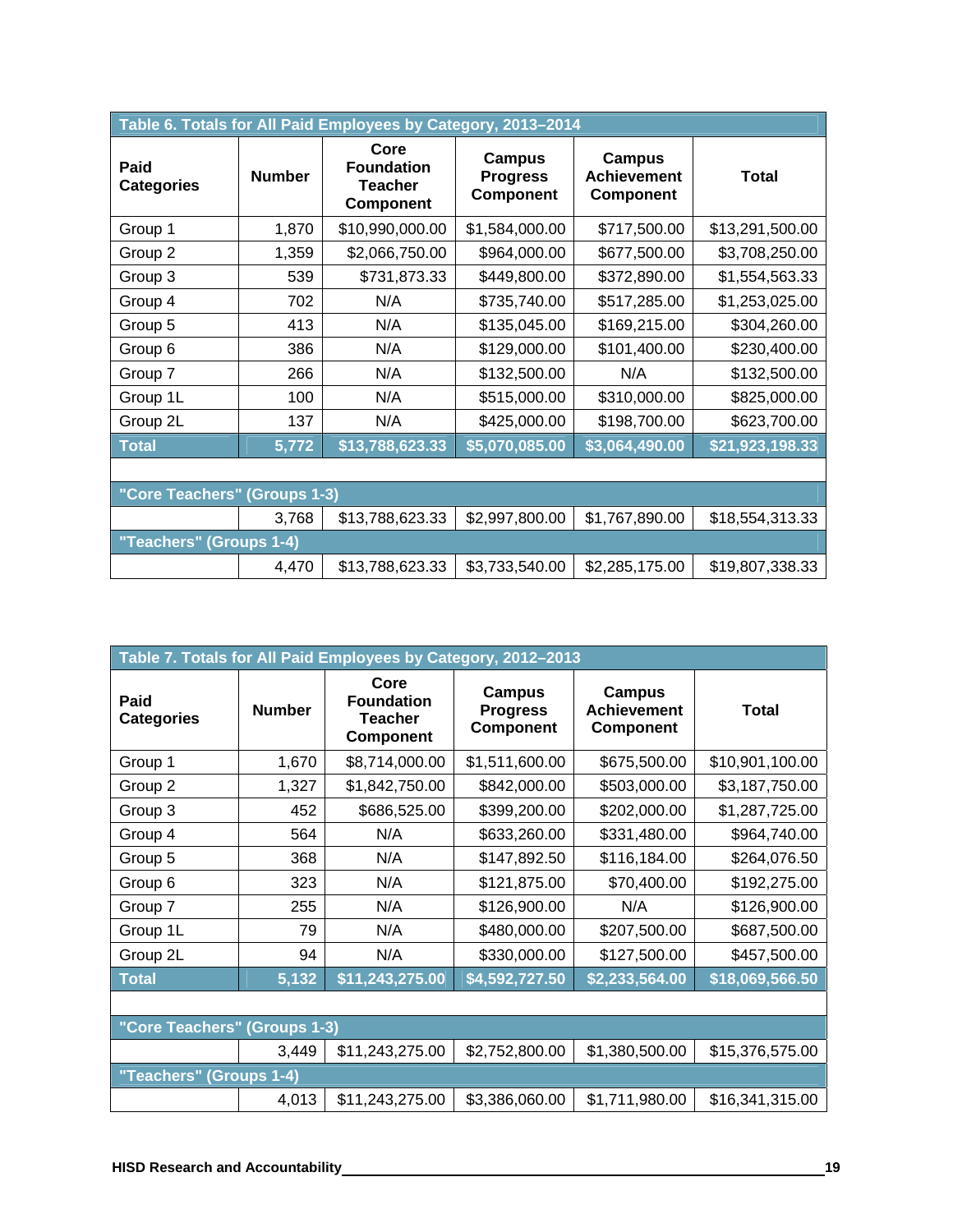**Table 6. Totals for All Paid Employees by Category, 2013–2014**

| Paid Categories | Number | Core Foundation Teacher Component | Campus Progress Component | Campus Achievement Component | Total |
|---|---|---|---|---|---|
| Group 1 | 1,870 | $10,990,000.00 | $1,584,000.00 | $717,500.00 | $13,291,500.00 |
| Group 2 | 1,359 | $2,066,750.00 | $964,000.00 | $677,500.00 | $3,708,250.00 |
| Group 3 | 539 | $731,873.33 | $449,800.00 | $372,890.00 | $1,554,563.33 |
| Group 4 | 702 | N/A | $735,740.00 | $517,285.00 | $1,253,025.00 |
| Group 5 | 413 | N/A | $135,045.00 | $169,215.00 | $304,260.00 |
| Group 6 | 386 | N/A | $129,000.00 | $101,400.00 | $230,400.00 |
| Group 7 | 266 | N/A | $132,500.00 | N/A | $132,500.00 |
| Group 1L | 100 | N/A | $515,000.00 | $310,000.00 | $825,000.00 |
| Group 2L | 137 | N/A | $425,000.00 | $198,700.00 | $623,700.00 |
| **Total** | **5,772** | **$13,788,623.33** | **$5,070,085.00** | **$3,064,490.00** | **$21,923,198.33** |
| **"Core Teachers" (Groups 1-3)** | | | | | |
| | 3,768 | $13,788,623.33 | $2,997,800.00 | $1,767,890.00 | $18,554,313.33 |
| **"Teachers" (Groups 1-4)** | | | | | |
| | 4,470 | $13,788,623.33 | $3,733,540.00 | $2,285,175.00 | $19,807,338.33 |

**Table 7. Totals for All Paid Employees by Category, 2012–2013**

| Paid Categories | Number | Core Foundation Teacher Component | Campus Progress Component | Campus Achievement Component | Total |
|---|---|---|---|---|---|
| Group 1 | 1,670 | $8,714,000.00 | $1,511,600.00 | $675,500.00 | $10,901,100.00 |
| Group 2 | 1,327 | $1,842,750.00 | $842,000.00 | $503,000.00 | $3,187,750.00 |
| Group 3 | 452 | $686,525.00 | $399,200.00 | $202,000.00 | $1,287,725.00 |
| Group 4 | 564 | N/A | $633,260.00 | $331,480.00 | $964,740.00 |
| Group 5 | 368 | N/A | $147,892.50 | $116,184.00 | $264,076.50 |
| Group 6 | 323 | N/A | $121,875.00 | $70,400.00 | $192,275.00 |
| Group 7 | 255 | N/A | $126,900.00 | N/A | $126,900.00 |
| Group 1L | 79 | N/A | $480,000.00 | $207,500.00 | $687,500.00 |
| Group 2L | 94 | N/A | $330,000.00 | $127,500.00 | $457,500.00 |
| **Total** | **5,132** | **$11,243,275.00** | **$4,592,727.50** | **$2,233,564.00** | **$18,069,566.50** |
| **"Core Teachers" (Groups 1-3)** | | | | | |
| | 3,449 | $11,243,275.00 | $2,752,800.00 | $1,380,500.00 | $15,376,575.00 |
| **"Teachers" (Groups 1-4)** | | | | | |
| | 4,013 | $11,243,275.00 | $3,386,060.00 | $1,711,980.00 | $16,341,315.00 |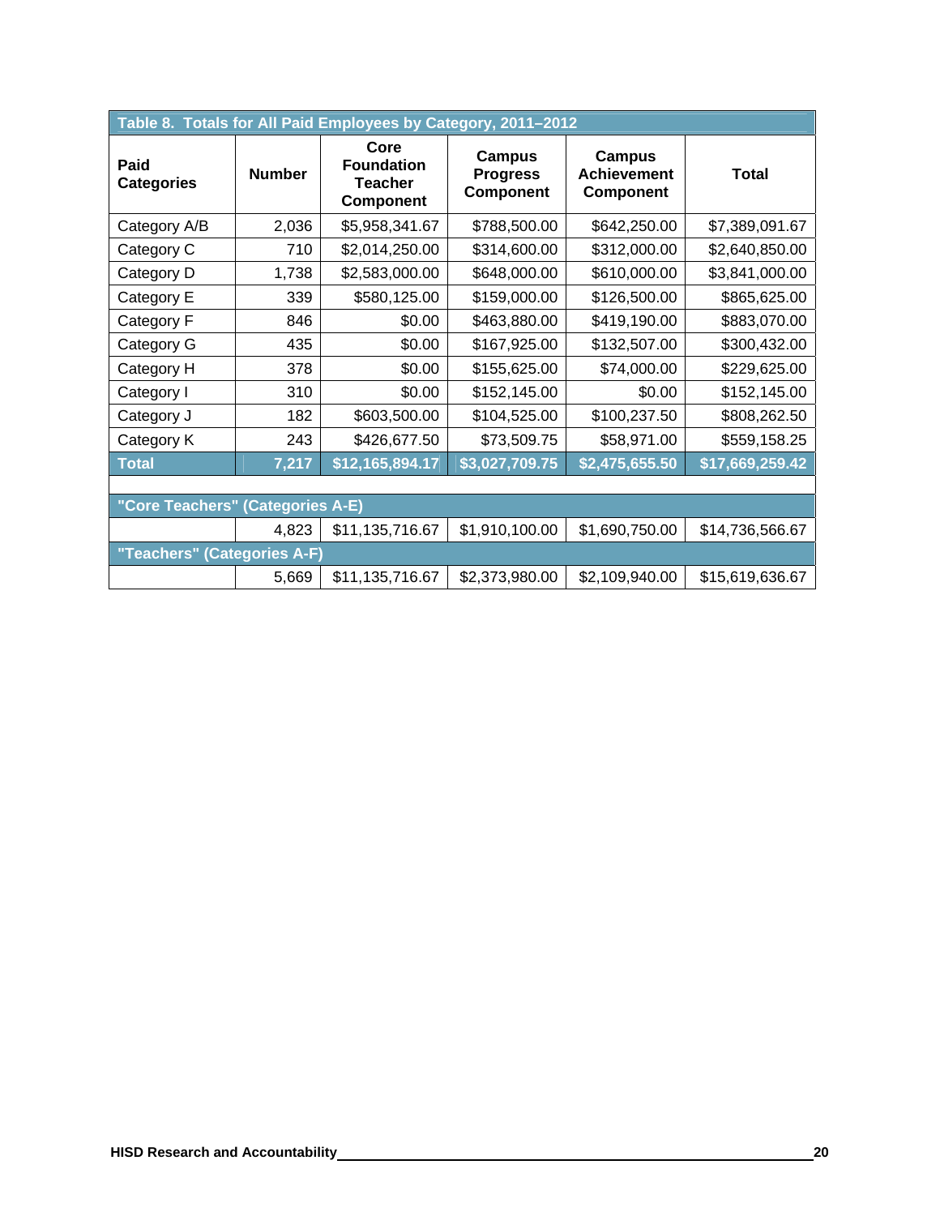**Table 8. Totals for All Paid Employees by Category, 2011–2012**

| Paid Categories | Number | Core Foundation Teacher Component | Campus Progress Component | Campus Achievement Component | Total |
|---|---|---|---|---|---|
| Category A/B | 2,036 | $5,958,341.67 | $788,500.00 | $642,250.00 | $7,389,091.67 |
| Category C | 710 | $2,014,250.00 | $314,600.00 | $312,000.00 | $2,640,850.00 |
| Category D | 1,738 | $2,583,000.00 | $648,000.00 | $610,000.00 | $3,841,000.00 |
| Category E | 339 | $580,125.00 | $159,000.00 | $126,500.00 | $865,625.00 |
| Category F | 846 | $0.00 | $463,880.00 | $419,190.00 | $883,070.00 |
| Category G | 435 | $0.00 | $167,925.00 | $132,507.00 | $300,432.00 |
| Category H | 378 | $0.00 | $155,625.00 | $74,000.00 | $229,625.00 |
| Category I | 310 | $0.00 | $152,145.00 | $0.00 | $152,145.00 |
| Category J | 182 | $603,500.00 | $104,525.00 | $100,237.50 | $808,262.50 |
| Category K | 243 | $426,677.50 | $73,509.75 | $58,971.00 | $559,158.25 |
| **Total** | **7,217** | **$12,165,894.17** | **$3,027,709.75** | **$2,475,655.50** | **$17,669,259.42** |
| | | | | | |
| **"Core Teachers" (Categories A-E)** | | | | | |
| | 4,823 | $11,135,716.67 | $1,910,100.00 | $1,690,750.00 | $14,736,566.67 |
| **"Teachers" (Categories A-F)** | | | | | |
| | 5,669 | $11,135,716.67 | $2,373,980.00 | $2,109,940.00 | $15,619,636.67 |